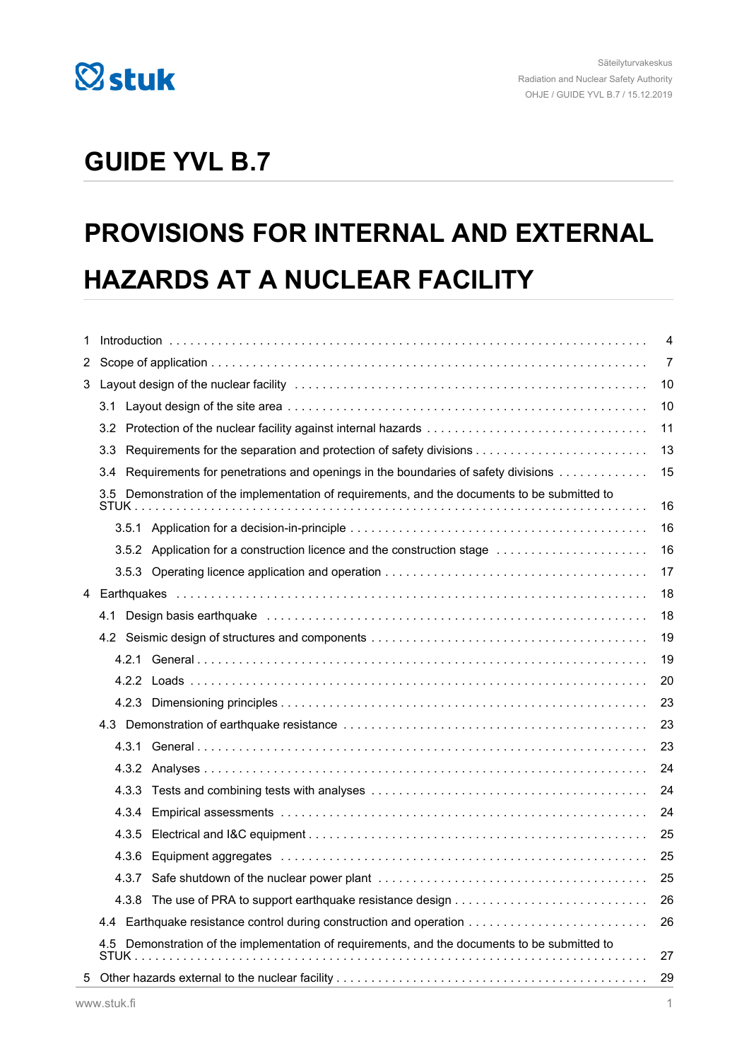Säteilyturvakeskus
Radiation and Nuclear Safety Authority
OHJE / GUIDE YVL B.7 / 15.12.2019

# GUIDE YVL B.7

# PROVISIONS FOR INTERNAL AND EXTERNAL HAZARDS AT A NUCLEAR FACILITY

1 Introduction . . . . . 4
2 Scope of application . . . . . 7
3 Layout design of the nuclear facility . . . . . 10
 3.1 Layout design of the site area . . . . . 10
 3.2 Protection of the nuclear facility against internal hazards . . . . . 11
 3.3 Requirements for the separation and protection of safety divisions . . . . . 13
 3.4 Requirements for penetrations and openings in the boundaries of safety divisions . . . . . 15
 3.5 Demonstration of the implementation of requirements, and the documents to be submitted to STUK . . . . . 16
  3.5.1 Application for a decision-in-principle . . . . . 16
  3.5.2 Application for a construction licence and the construction stage . . . . . 16
  3.5.3 Operating licence application and operation . . . . . 17
4 Earthquakes . . . . . 18
 4.1 Design basis earthquake . . . . . 18
 4.2 Seismic design of structures and components . . . . . 19
  4.2.1 General . . . . . 19
  4.2.2 Loads . . . . . 20
  4.2.3 Dimensioning principles . . . . . 23
 4.3 Demonstration of earthquake resistance . . . . . 23
  4.3.1 General . . . . . 23
  4.3.2 Analyses . . . . . 24
  4.3.3 Tests and combining tests with analyses . . . . . 24
  4.3.4 Empirical assessments . . . . . 24
  4.3.5 Electrical and I&C equipment . . . . . 25
  4.3.6 Equipment aggregates . . . . . 25
  4.3.7 Safe shutdown of the nuclear power plant . . . . . 25
  4.3.8 The use of PRA to support earthquake resistance design . . . . . 26
 4.4 Earthquake resistance control during construction and operation . . . . . 26
 4.5 Demonstration of the implementation of requirements, and the documents to be submitted to STUK . . . . . 27
5 Other hazards external to the nuclear facility . . . . . 29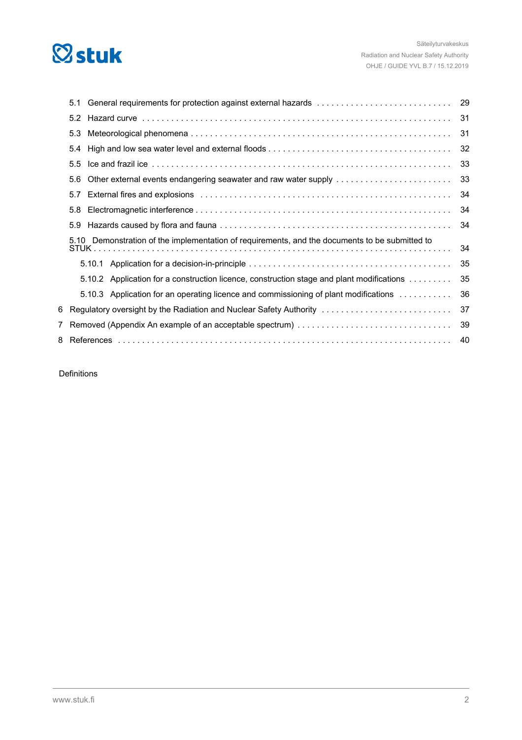- 5.1 General requirements for protection against external hazards ... 29
- 5.2 Hazard curve ... 31
- 5.3 Meteorological phenomena ... 31
- 5.4 High and low sea water level and external floods ... 32
- 5.5 Ice and frazil ice ... 33
- 5.6 Other external events endangering seawater and raw water supply ... 33
- 5.7 External fires and explosions ... 34
- 5.8 Electromagnetic interference ... 34
- 5.9 Hazards caused by flora and fauna ... 34
- 5.10 Demonstration of the implementation of requirements, and the documents to be submitted to STUK ... 34
  - 5.10.1 Application for a decision-in-principle ... 35
  - 5.10.2 Application for a construction licence, construction stage and plant modifications ... 35
  - 5.10.3 Application for an operating licence and commissioning of plant modifications ... 36

6 Regulatory oversight by the Radiation and Nuclear Safety Authority ... 37

7 Removed (Appendix An example of an acceptable spectrum) ... 39

8 References ... 40

Definitions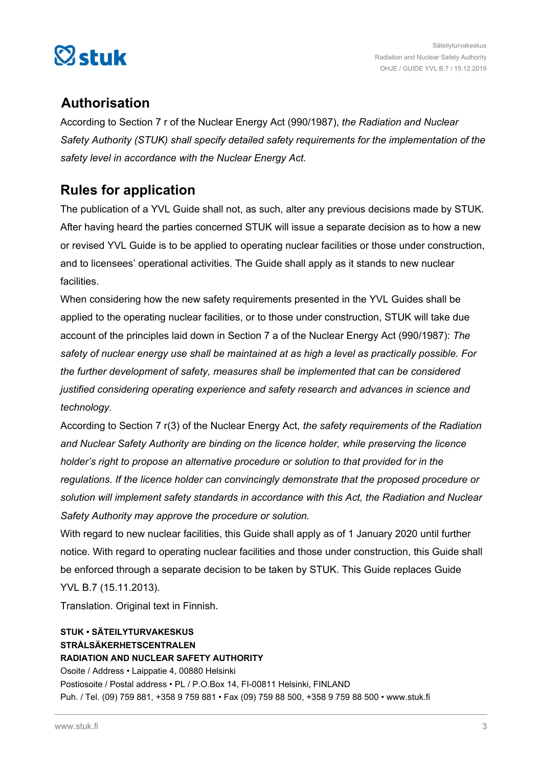## Authorisation

According to Section 7 r of the Nuclear Energy Act (990/1987), *the Radiation and Nuclear Safety Authority (STUK) shall specify detailed safety requirements for the implementation of the safety level in accordance with the Nuclear Energy Act.*

## Rules for application

The publication of a YVL Guide shall not, as such, alter any previous decisions made by STUK. After having heard the parties concerned STUK will issue a separate decision as to how a new or revised YVL Guide is to be applied to operating nuclear facilities or those under construction, and to licensees' operational activities. The Guide shall apply as it stands to new nuclear facilities.

When considering how the new safety requirements presented in the YVL Guides shall be applied to the operating nuclear facilities, or to those under construction, STUK will take due account of the principles laid down in Section 7 a of the Nuclear Energy Act (990/1987): *The safety of nuclear energy use shall be maintained at as high a level as practically possible. For the further development of safety, measures shall be implemented that can be considered justified considering operating experience and safety research and advances in science and technology.*

According to Section 7 r(3) of the Nuclear Energy Act, *the safety requirements of the Radiation and Nuclear Safety Authority are binding on the licence holder, while preserving the licence holder's right to propose an alternative procedure or solution to that provided for in the regulations. If the licence holder can convincingly demonstrate that the proposed procedure or solution will implement safety standards in accordance with this Act, the Radiation and Nuclear Safety Authority may approve the procedure or solution.*

With regard to new nuclear facilities, this Guide shall apply as of 1 January 2020 until further notice. With regard to operating nuclear facilities and those under construction, this Guide shall be enforced through a separate decision to be taken by STUK. This Guide replaces Guide YVL B.7 (15.11.2013).

Translation. Original text in Finnish.

**STUK • SÄTEILYTURVAKESKUS**
**STRÅLSÄKERHETSCENTRALEN**
**RADIATION AND NUCLEAR SAFETY AUTHORITY**
Osoite / Address • Laippatie 4, 00880 Helsinki
Postiosoite / Postal address • PL / P.O.Box 14, FI-00811 Helsinki, FINLAND
Puh. / Tel. (09) 759 881, +358 9 759 881 • Fax (09) 759 88 500, +358 9 759 88 500 • www.stuk.fi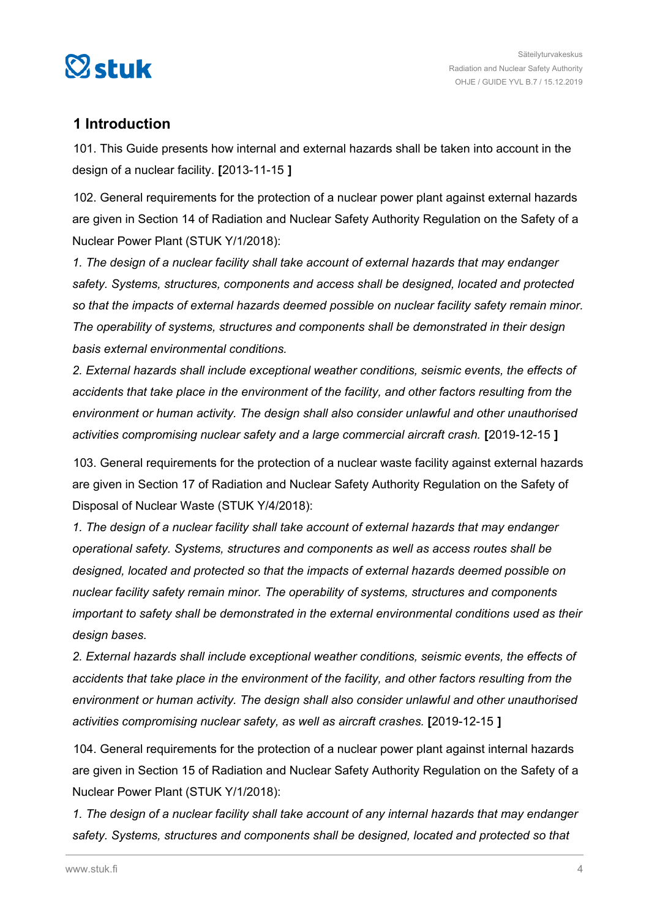## 1 Introduction

101. This Guide presents how internal and external hazards shall be taken into account in the design of a nuclear facility. **[**2013-11-15 **]**

102. General requirements for the protection of a nuclear power plant against external hazards are given in Section 14 of Radiation and Nuclear Safety Authority Regulation on the Safety of a Nuclear Power Plant (STUK Y/1/2018):

*1. The design of a nuclear facility shall take account of external hazards that may endanger safety. Systems, structures, components and access shall be designed, located and protected so that the impacts of external hazards deemed possible on nuclear facility safety remain minor. The operability of systems, structures and components shall be demonstrated in their design basis external environmental conditions.*

*2. External hazards shall include exceptional weather conditions, seismic events, the effects of accidents that take place in the environment of the facility, and other factors resulting from the environment or human activity. The design shall also consider unlawful and other unauthorised activities compromising nuclear safety and a large commercial aircraft crash.* **[**2019-12-15 **]**

103. General requirements for the protection of a nuclear waste facility against external hazards are given in Section 17 of Radiation and Nuclear Safety Authority Regulation on the Safety of Disposal of Nuclear Waste (STUK Y/4/2018):

*1. The design of a nuclear facility shall take account of external hazards that may endanger operational safety. Systems, structures and components as well as access routes shall be designed, located and protected so that the impacts of external hazards deemed possible on nuclear facility safety remain minor. The operability of systems, structures and components important to safety shall be demonstrated in the external environmental conditions used as their design bases.*

*2. External hazards shall include exceptional weather conditions, seismic events, the effects of accidents that take place in the environment of the facility, and other factors resulting from the environment or human activity. The design shall also consider unlawful and other unauthorised activities compromising nuclear safety, as well as aircraft crashes.* **[**2019-12-15 **]**

104. General requirements for the protection of a nuclear power plant against internal hazards are given in Section 15 of Radiation and Nuclear Safety Authority Regulation on the Safety of a Nuclear Power Plant (STUK Y/1/2018):

*1. The design of a nuclear facility shall take account of any internal hazards that may endanger safety. Systems, structures and components shall be designed, located and protected so that*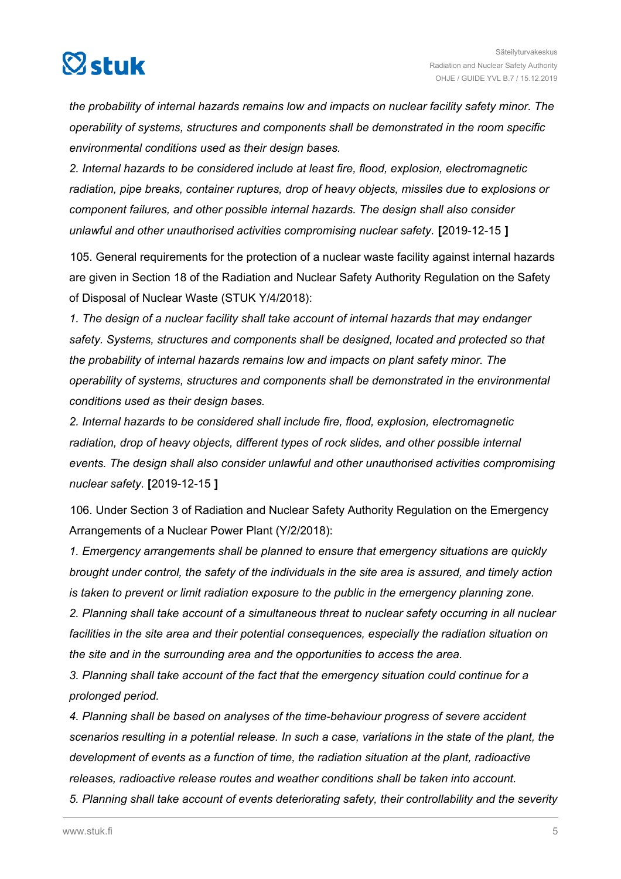*the probability of internal hazards remains low and impacts on nuclear facility safety minor. The operability of systems, structures and components shall be demonstrated in the room specific environmental conditions used as their design bases.*

*2. Internal hazards to be considered include at least fire, flood, explosion, electromagnetic radiation, pipe breaks, container ruptures, drop of heavy objects, missiles due to explosions or component failures, and other possible internal hazards. The design shall also consider unlawful and other unauthorised activities compromising nuclear safety.* **[**2019-12-15 **]**

105. General requirements for the protection of a nuclear waste facility against internal hazards are given in Section 18 of the Radiation and Nuclear Safety Authority Regulation on the Safety of Disposal of Nuclear Waste (STUK Y/4/2018):

*1. The design of a nuclear facility shall take account of internal hazards that may endanger safety. Systems, structures and components shall be designed, located and protected so that the probability of internal hazards remains low and impacts on plant safety minor. The operability of systems, structures and components shall be demonstrated in the environmental conditions used as their design bases.*

*2. Internal hazards to be considered shall include fire, flood, explosion, electromagnetic radiation, drop of heavy objects, different types of rock slides, and other possible internal events. The design shall also consider unlawful and other unauthorised activities compromising nuclear safety.* **[**2019-12-15 **]**

106. Under Section 3 of Radiation and Nuclear Safety Authority Regulation on the Emergency Arrangements of a Nuclear Power Plant (Y/2/2018):

*1. Emergency arrangements shall be planned to ensure that emergency situations are quickly brought under control, the safety of the individuals in the site area is assured, and timely action is taken to prevent or limit radiation exposure to the public in the emergency planning zone.*

*2. Planning shall take account of a simultaneous threat to nuclear safety occurring in all nuclear facilities in the site area and their potential consequences, especially the radiation situation on the site and in the surrounding area and the opportunities to access the area.*

*3. Planning shall take account of the fact that the emergency situation could continue for a prolonged period.*

*4. Planning shall be based on analyses of the time-behaviour progress of severe accident scenarios resulting in a potential release. In such a case, variations in the state of the plant, the development of events as a function of time, the radiation situation at the plant, radioactive releases, radioactive release routes and weather conditions shall be taken into account.*

*5. Planning shall take account of events deteriorating safety, their controllability and the severity*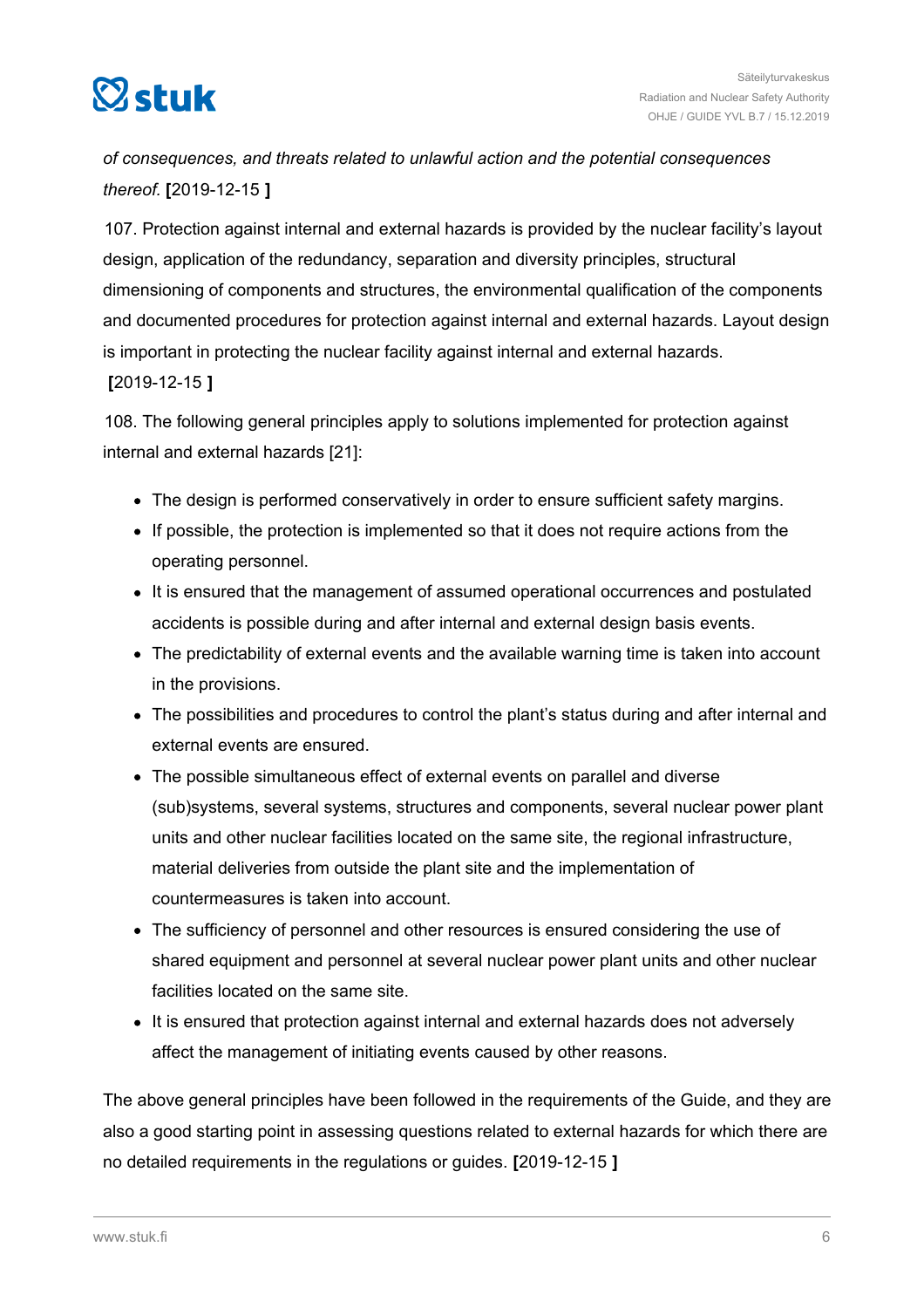*of consequences, and threats related to unlawful action and the potential consequences thereof.* **[**2019-12-15 **]**

107. Protection against internal and external hazards is provided by the nuclear facility's layout design, application of the redundancy, separation and diversity principles, structural dimensioning of components and structures, the environmental qualification of the components and documented procedures for protection against internal and external hazards. Layout design is important in protecting the nuclear facility against internal and external hazards. **[**2019-12-15 **]**

108. The following general principles apply to solutions implemented for protection against internal and external hazards [21]:

- The design is performed conservatively in order to ensure sufficient safety margins.
- If possible, the protection is implemented so that it does not require actions from the operating personnel.
- It is ensured that the management of assumed operational occurrences and postulated accidents is possible during and after internal and external design basis events.
- The predictability of external events and the available warning time is taken into account in the provisions.
- The possibilities and procedures to control the plant's status during and after internal and external events are ensured.
- The possible simultaneous effect of external events on parallel and diverse (sub)systems, several systems, structures and components, several nuclear power plant units and other nuclear facilities located on the same site, the regional infrastructure, material deliveries from outside the plant site and the implementation of countermeasures is taken into account.
- The sufficiency of personnel and other resources is ensured considering the use of shared equipment and personnel at several nuclear power plant units and other nuclear facilities located on the same site.
- It is ensured that protection against internal and external hazards does not adversely affect the management of initiating events caused by other reasons.

The above general principles have been followed in the requirements of the Guide, and they are also a good starting point in assessing questions related to external hazards for which there are no detailed requirements in the regulations or guides. **[**2019-12-15 **]**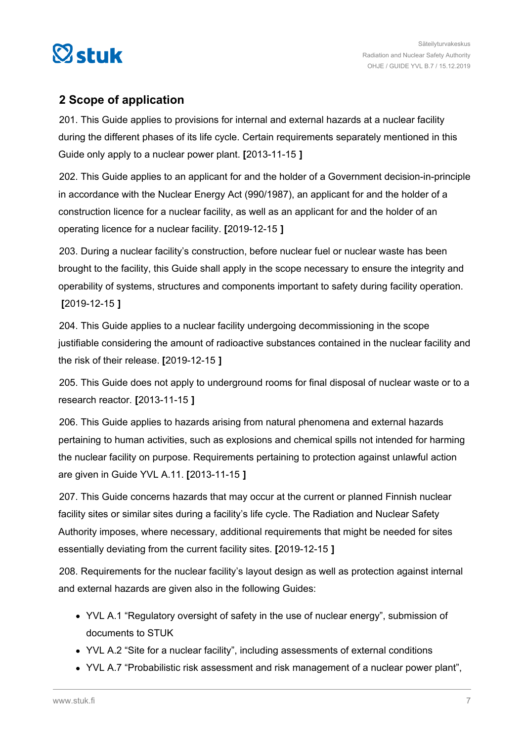## 2 Scope of application

201. This Guide applies to provisions for internal and external hazards at a nuclear facility during the different phases of its life cycle. Certain requirements separately mentioned in this Guide only apply to a nuclear power plant. **[**2013-11-15 **]**

202. This Guide applies to an applicant for and the holder of a Government decision-in-principle in accordance with the Nuclear Energy Act (990/1987), an applicant for and the holder of a construction licence for a nuclear facility, as well as an applicant for and the holder of an operating licence for a nuclear facility. **[**2019-12-15 **]**

203. During a nuclear facility's construction, before nuclear fuel or nuclear waste has been brought to the facility, this Guide shall apply in the scope necessary to ensure the integrity and operability of systems, structures and components important to safety during facility operation. **[**2019-12-15 **]**

204. This Guide applies to a nuclear facility undergoing decommissioning in the scope justifiable considering the amount of radioactive substances contained in the nuclear facility and the risk of their release. **[**2019-12-15 **]**

205. This Guide does not apply to underground rooms for final disposal of nuclear waste or to a research reactor. **[**2013-11-15 **]**

206. This Guide applies to hazards arising from natural phenomena and external hazards pertaining to human activities, such as explosions and chemical spills not intended for harming the nuclear facility on purpose. Requirements pertaining to protection against unlawful action are given in Guide YVL A.11. **[**2013-11-15 **]**

207. This Guide concerns hazards that may occur at the current or planned Finnish nuclear facility sites or similar sites during a facility's life cycle. The Radiation and Nuclear Safety Authority imposes, where necessary, additional requirements that might be needed for sites essentially deviating from the current facility sites. **[**2019-12-15 **]**

208. Requirements for the nuclear facility's layout design as well as protection against internal and external hazards are given also in the following Guides:

- YVL A.1 "Regulatory oversight of safety in the use of nuclear energy", submission of documents to STUK
- YVL A.2 "Site for a nuclear facility", including assessments of external conditions
- YVL A.7 "Probabilistic risk assessment and risk management of a nuclear power plant",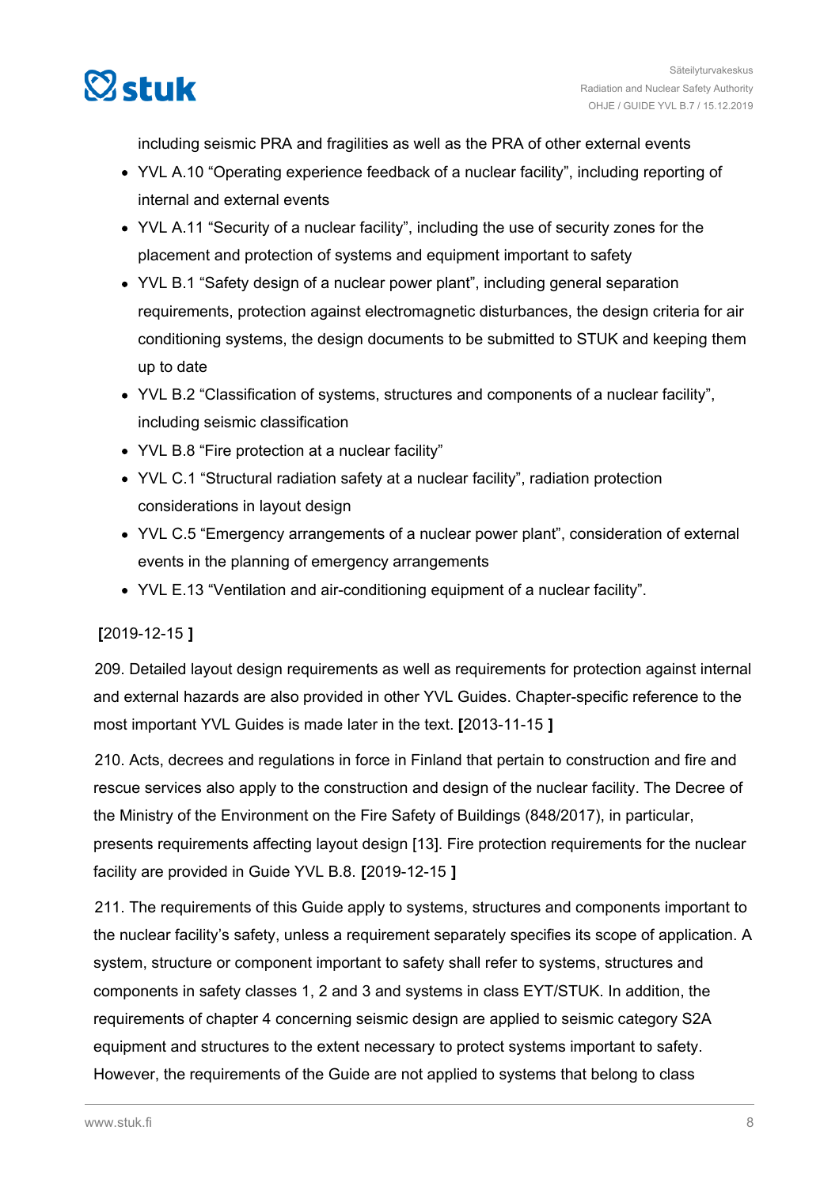including seismic PRA and fragilities as well as the PRA of other external events

- YVL A.10 “Operating experience feedback of a nuclear facility”, including reporting of internal and external events
- YVL A.11 “Security of a nuclear facility”, including the use of security zones for the placement and protection of systems and equipment important to safety
- YVL B.1 “Safety design of a nuclear power plant”, including general separation requirements, protection against electromagnetic disturbances, the design criteria for air conditioning systems, the design documents to be submitted to STUK and keeping them up to date
- YVL B.2 “Classification of systems, structures and components of a nuclear facility”, including seismic classification
- YVL B.8 “Fire protection at a nuclear facility”
- YVL C.1 “Structural radiation safety at a nuclear facility”, radiation protection considerations in layout design
- YVL C.5 “Emergency arrangements of a nuclear power plant”, consideration of external events in the planning of emergency arrangements
- YVL E.13 “Ventilation and air-conditioning equipment of a nuclear facility”.

**[**2019-12-15 **]**

209. Detailed layout design requirements as well as requirements for protection against internal and external hazards are also provided in other YVL Guides. Chapter-specific reference to the most important YVL Guides is made later in the text. **[**2013-11-15 **]**

210. Acts, decrees and regulations in force in Finland that pertain to construction and fire and rescue services also apply to the construction and design of the nuclear facility. The Decree of the Ministry of the Environment on the Fire Safety of Buildings (848/2017), in particular, presents requirements affecting layout design [13]. Fire protection requirements for the nuclear facility are provided in Guide YVL B.8. **[**2019-12-15 **]**

211. The requirements of this Guide apply to systems, structures and components important to the nuclear facility’s safety, unless a requirement separately specifies its scope of application. A system, structure or component important to safety shall refer to systems, structures and components in safety classes 1, 2 and 3 and systems in class EYT/STUK. In addition, the requirements of chapter 4 concerning seismic design are applied to seismic category S2A equipment and structures to the extent necessary to protect systems important to safety. However, the requirements of the Guide are not applied to systems that belong to class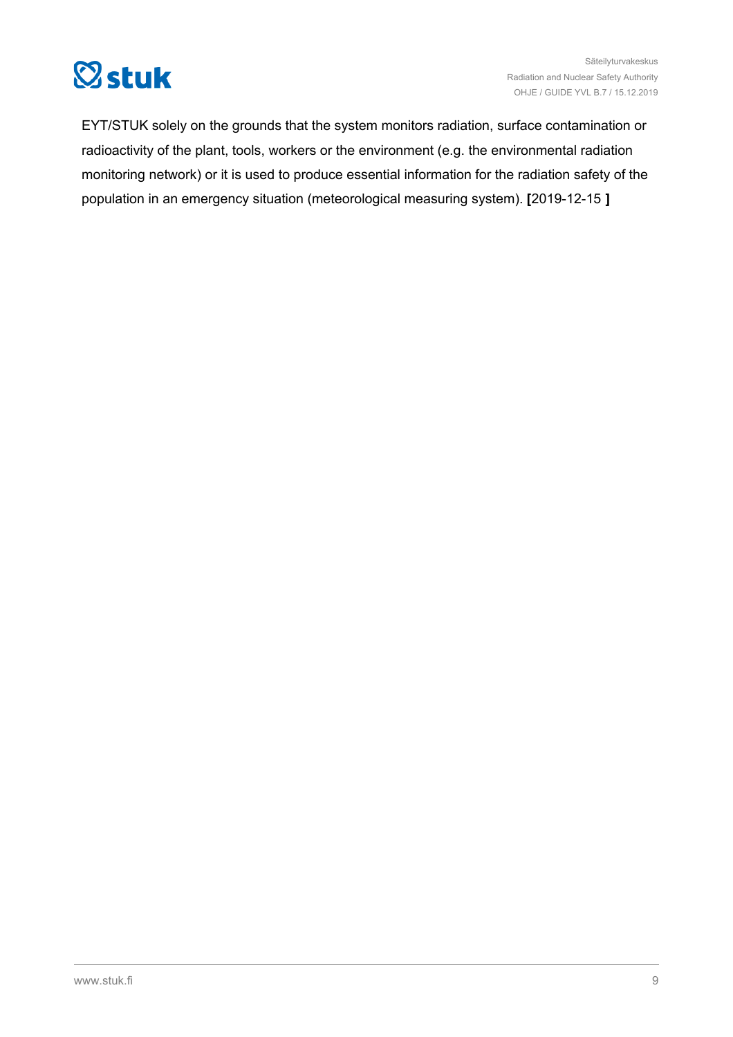EYT/STUK solely on the grounds that the system monitors radiation, surface contamination or radioactivity of the plant, tools, workers or the environment (e.g. the environmental radiation monitoring network) or it is used to produce essential information for the radiation safety of the population in an emergency situation (meteorological measuring system). **[**2019-12-15 **]**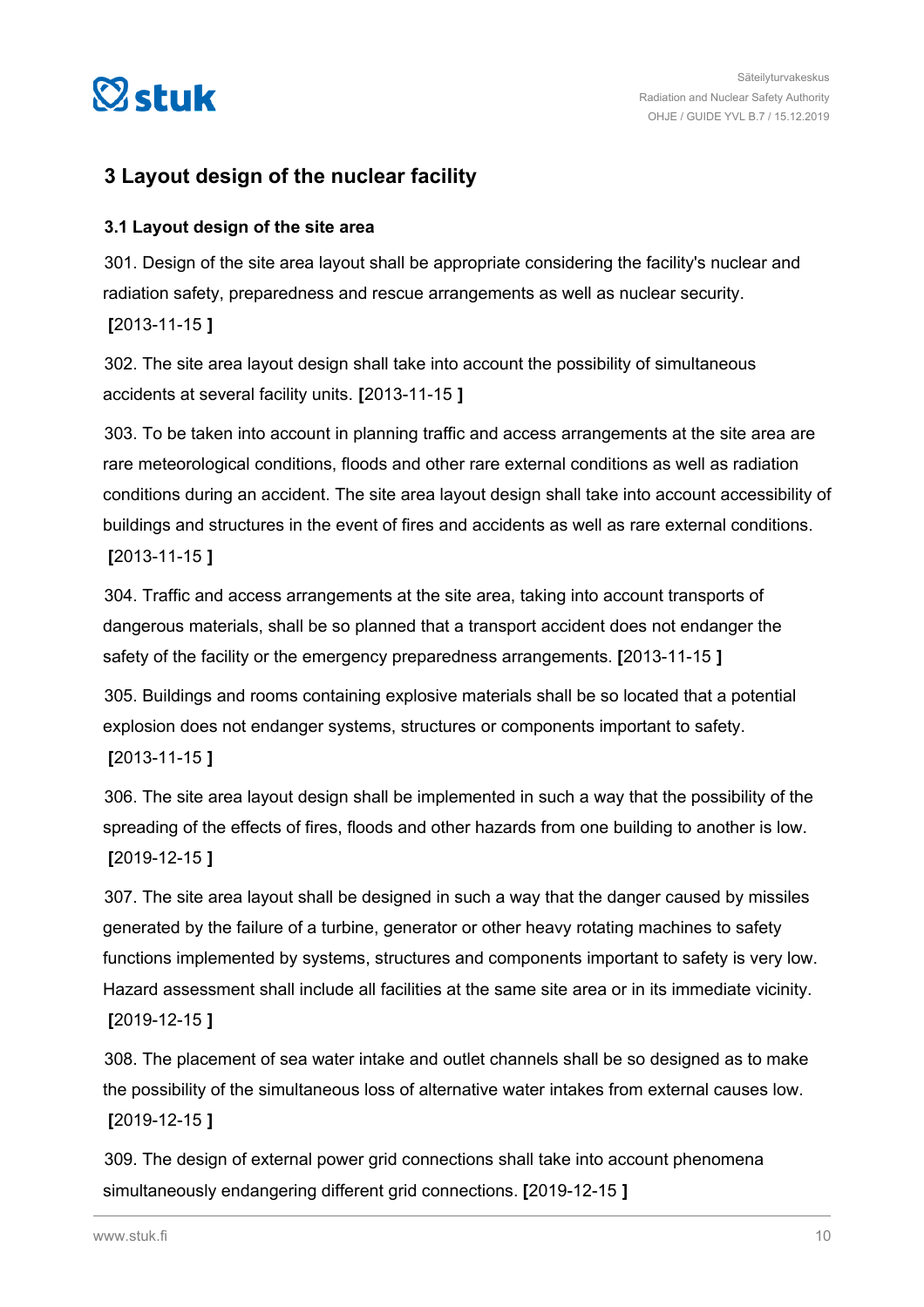## 3 Layout design of the nuclear facility

### 3.1 Layout design of the site area

301. Design of the site area layout shall be appropriate considering the facility's nuclear and radiation safety, preparedness and rescue arrangements as well as nuclear security. **[**2013-11-15 **]**

302. The site area layout design shall take into account the possibility of simultaneous accidents at several facility units. **[**2013-11-15 **]**

303. To be taken into account in planning traffic and access arrangements at the site area are rare meteorological conditions, floods and other rare external conditions as well as radiation conditions during an accident. The site area layout design shall take into account accessibility of buildings and structures in the event of fires and accidents as well as rare external conditions. **[**2013-11-15 **]**

304. Traffic and access arrangements at the site area, taking into account transports of dangerous materials, shall be so planned that a transport accident does not endanger the safety of the facility or the emergency preparedness arrangements. **[**2013-11-15 **]**

305. Buildings and rooms containing explosive materials shall be so located that a potential explosion does not endanger systems, structures or components important to safety. **[**2013-11-15 **]**

306. The site area layout design shall be implemented in such a way that the possibility of the spreading of the effects of fires, floods and other hazards from one building to another is low. **[**2019-12-15 **]**

307. The site area layout shall be designed in such a way that the danger caused by missiles generated by the failure of a turbine, generator or other heavy rotating machines to safety functions implemented by systems, structures and components important to safety is very low. Hazard assessment shall include all facilities at the same site area or in its immediate vicinity. **[**2019-12-15 **]**

308. The placement of sea water intake and outlet channels shall be so designed as to make the possibility of the simultaneous loss of alternative water intakes from external causes low. **[**2019-12-15 **]**

309. The design of external power grid connections shall take into account phenomena simultaneously endangering different grid connections. **[**2019-12-15 **]**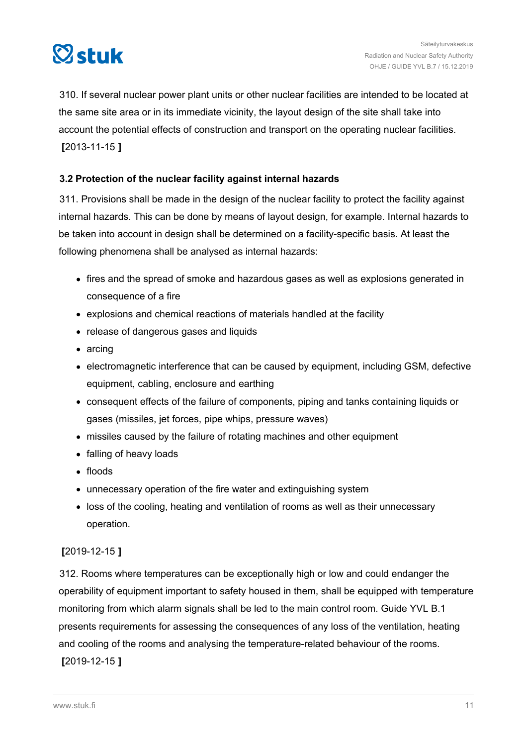310. If several nuclear power plant units or other nuclear facilities are intended to be located at the same site area or in its immediate vicinity, the layout design of the site shall take into account the potential effects of construction and transport on the operating nuclear facilities. **[**2013-11-15 **]**

### 3.2 Protection of the nuclear facility against internal hazards

311. Provisions shall be made in the design of the nuclear facility to protect the facility against internal hazards. This can be done by means of layout design, for example. Internal hazards to be taken into account in design shall be determined on a facility-specific basis. At least the following phenomena shall be analysed as internal hazards:

- fires and the spread of smoke and hazardous gases as well as explosions generated in consequence of a fire
- explosions and chemical reactions of materials handled at the facility
- release of dangerous gases and liquids
- arcing
- electromagnetic interference that can be caused by equipment, including GSM, defective equipment, cabling, enclosure and earthing
- consequent effects of the failure of components, piping and tanks containing liquids or gases (missiles, jet forces, pipe whips, pressure waves)
- missiles caused by the failure of rotating machines and other equipment
- falling of heavy loads
- floods
- unnecessary operation of the fire water and extinguishing system
- loss of the cooling, heating and ventilation of rooms as well as their unnecessary operation.

**[**2019-12-15 **]**

312. Rooms where temperatures can be exceptionally high or low and could endanger the operability of equipment important to safety housed in them, shall be equipped with temperature monitoring from which alarm signals shall be led to the main control room. Guide YVL B.1 presents requirements for assessing the consequences of any loss of the ventilation, heating and cooling of the rooms and analysing the temperature-related behaviour of the rooms. **[**2019-12-15 **]**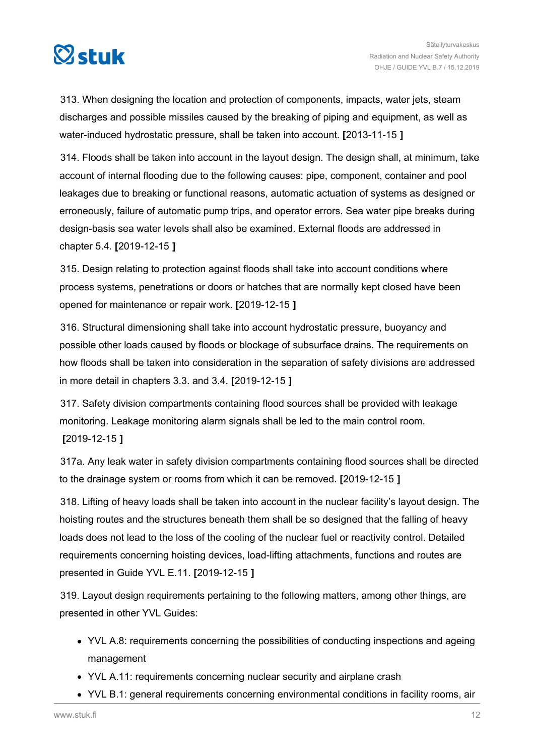313. When designing the location and protection of components, impacts, water jets, steam discharges and possible missiles caused by the breaking of piping and equipment, as well as water-induced hydrostatic pressure, shall be taken into account. **[**2013-11-15 **]**

314. Floods shall be taken into account in the layout design. The design shall, at minimum, take account of internal flooding due to the following causes: pipe, component, container and pool leakages due to breaking or functional reasons, automatic actuation of systems as designed or erroneously, failure of automatic pump trips, and operator errors. Sea water pipe breaks during design-basis sea water levels shall also be examined. External floods are addressed in chapter 5.4. **[**2019-12-15 **]**

315. Design relating to protection against floods shall take into account conditions where process systems, penetrations or doors or hatches that are normally kept closed have been opened for maintenance or repair work. **[**2019-12-15 **]**

316. Structural dimensioning shall take into account hydrostatic pressure, buoyancy and possible other loads caused by floods or blockage of subsurface drains. The requirements on how floods shall be taken into consideration in the separation of safety divisions are addressed in more detail in chapters 3.3. and 3.4. **[**2019-12-15 **]**

317. Safety division compartments containing flood sources shall be provided with leakage monitoring. Leakage monitoring alarm signals shall be led to the main control room. **[**2019-12-15 **]**

317a. Any leak water in safety division compartments containing flood sources shall be directed to the drainage system or rooms from which it can be removed. **[**2019-12-15 **]**

318. Lifting of heavy loads shall be taken into account in the nuclear facility's layout design. The hoisting routes and the structures beneath them shall be so designed that the falling of heavy loads does not lead to the loss of the cooling of the nuclear fuel or reactivity control. Detailed requirements concerning hoisting devices, load-lifting attachments, functions and routes are presented in Guide YVL E.11. **[**2019-12-15 **]**

319. Layout design requirements pertaining to the following matters, among other things, are presented in other YVL Guides:

- YVL A.8: requirements concerning the possibilities of conducting inspections and ageing management
- YVL A.11: requirements concerning nuclear security and airplane crash
- YVL B.1: general requirements concerning environmental conditions in facility rooms, air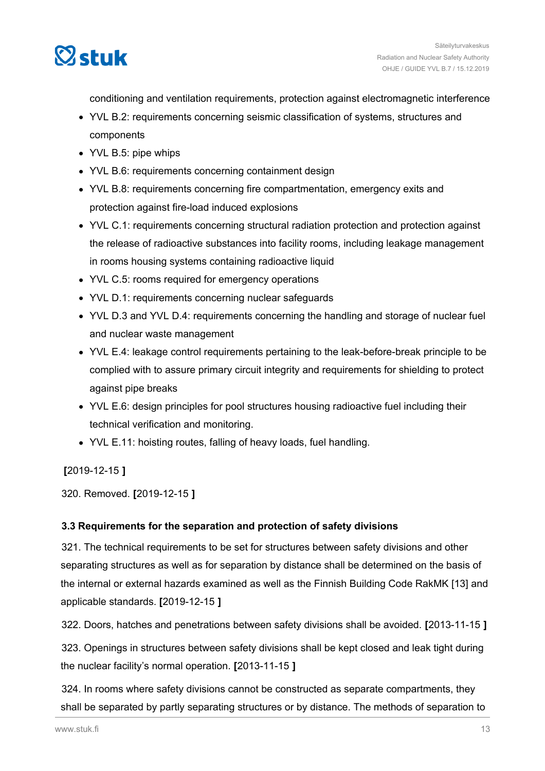conditioning and ventilation requirements, protection against electromagnetic interference

- YVL B.2: requirements concerning seismic classification of systems, structures and components
- YVL B.5: pipe whips
- YVL B.6: requirements concerning containment design
- YVL B.8: requirements concerning fire compartmentation, emergency exits and protection against fire-load induced explosions
- YVL C.1: requirements concerning structural radiation protection and protection against the release of radioactive substances into facility rooms, including leakage management in rooms housing systems containing radioactive liquid
- YVL C.5: rooms required for emergency operations
- YVL D.1: requirements concerning nuclear safeguards
- YVL D.3 and YVL D.4: requirements concerning the handling and storage of nuclear fuel and nuclear waste management
- YVL E.4: leakage control requirements pertaining to the leak-before-break principle to be complied with to assure primary circuit integrity and requirements for shielding to protect against pipe breaks
- YVL E.6: design principles for pool structures housing radioactive fuel including their technical verification and monitoring.
- YVL E.11: hoisting routes, falling of heavy loads, fuel handling.

**[**2019-12-15 **]**

320. Removed. **[**2019-12-15 **]**

### 3.3 Requirements for the separation and protection of safety divisions

321. The technical requirements to be set for structures between safety divisions and other separating structures as well as for separation by distance shall be determined on the basis of the internal or external hazards examined as well as the Finnish Building Code RakMK [13] and applicable standards. **[**2019-12-15 **]**

322. Doors, hatches and penetrations between safety divisions shall be avoided. **[**2013-11-15 **]**

323. Openings in structures between safety divisions shall be kept closed and leak tight during the nuclear facility's normal operation. **[**2013-11-15 **]**

324. In rooms where safety divisions cannot be constructed as separate compartments, they shall be separated by partly separating structures or by distance. The methods of separation to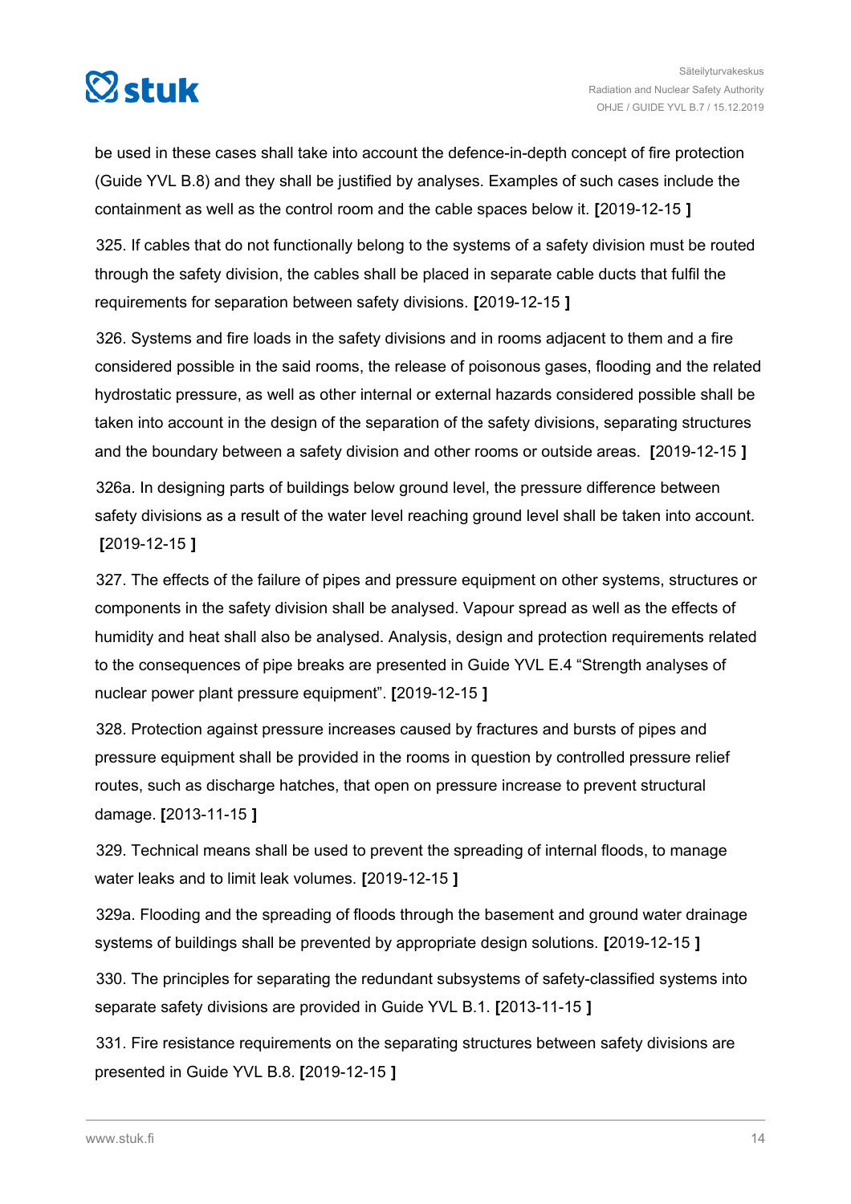be used in these cases shall take into account the defence-in-depth concept of fire protection (Guide YVL B.8) and they shall be justified by analyses. Examples of such cases include the containment as well as the control room and the cable spaces below it. **[**2019-12-15 **]**

325. If cables that do not functionally belong to the systems of a safety division must be routed through the safety division, the cables shall be placed in separate cable ducts that fulfil the requirements for separation between safety divisions. **[**2019-12-15 **]**

326. Systems and fire loads in the safety divisions and in rooms adjacent to them and a fire considered possible in the said rooms, the release of poisonous gases, flooding and the related hydrostatic pressure, as well as other internal or external hazards considered possible shall be taken into account in the design of the separation of the safety divisions, separating structures and the boundary between a safety division and other rooms or outside areas. **[**2019-12-15 **]**

326a. In designing parts of buildings below ground level, the pressure difference between safety divisions as a result of the water level reaching ground level shall be taken into account. **[**2019-12-15 **]**

327. The effects of the failure of pipes and pressure equipment on other systems, structures or components in the safety division shall be analysed. Vapour spread as well as the effects of humidity and heat shall also be analysed. Analysis, design and protection requirements related to the consequences of pipe breaks are presented in Guide YVL E.4 "Strength analyses of nuclear power plant pressure equipment". **[**2019-12-15 **]**

328. Protection against pressure increases caused by fractures and bursts of pipes and pressure equipment shall be provided in the rooms in question by controlled pressure relief routes, such as discharge hatches, that open on pressure increase to prevent structural damage. **[**2013-11-15 **]**

329. Technical means shall be used to prevent the spreading of internal floods, to manage water leaks and to limit leak volumes. **[**2019-12-15 **]**

329a. Flooding and the spreading of floods through the basement and ground water drainage systems of buildings shall be prevented by appropriate design solutions. **[**2019-12-15 **]**

330. The principles for separating the redundant subsystems of safety-classified systems into separate safety divisions are provided in Guide YVL B.1. **[**2013-11-15 **]**

331. Fire resistance requirements on the separating structures between safety divisions are presented in Guide YVL B.8. **[**2019-12-15 **]**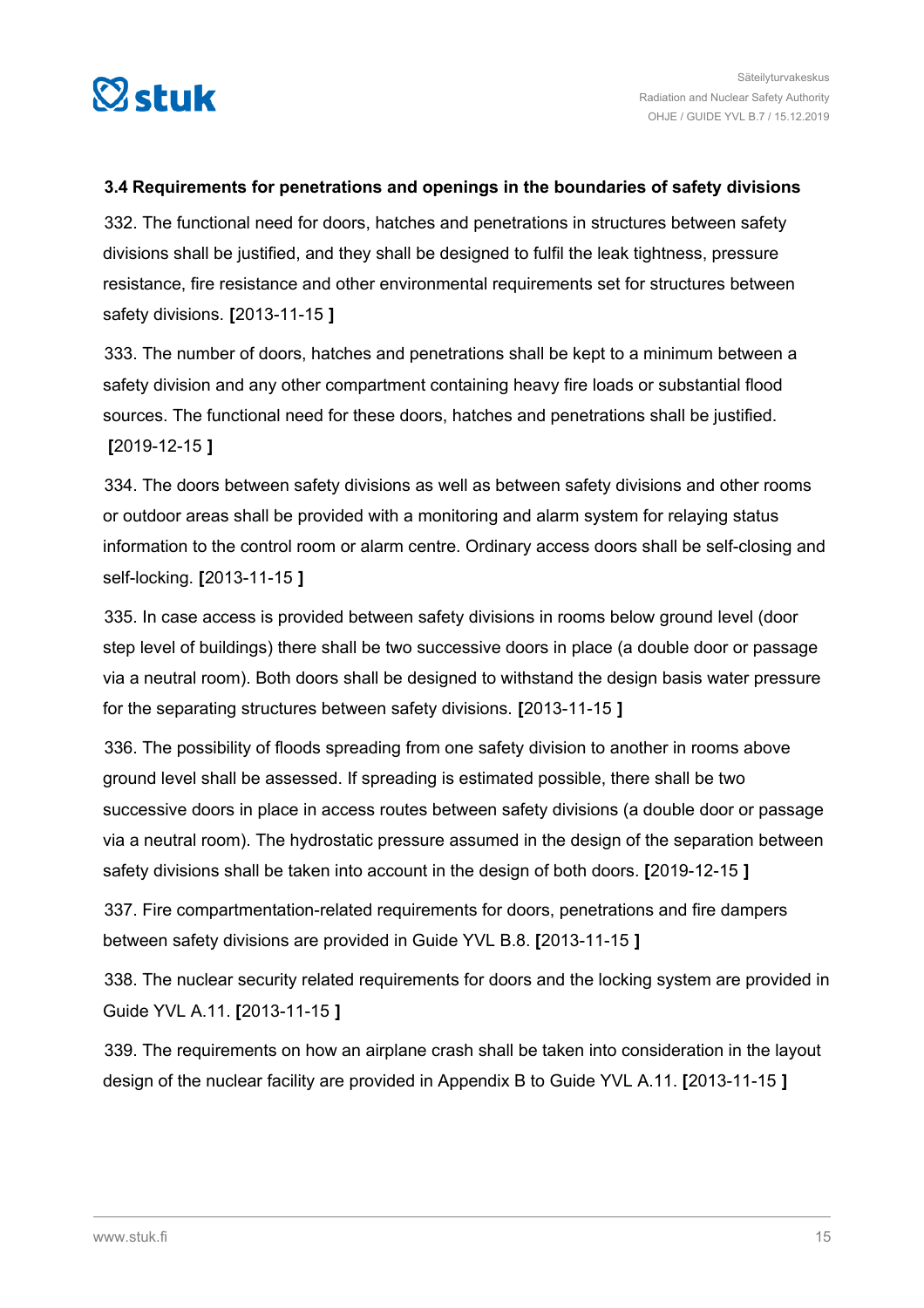### 3.4 Requirements for penetrations and openings in the boundaries of safety divisions

332. The functional need for doors, hatches and penetrations in structures between safety divisions shall be justified, and they shall be designed to fulfil the leak tightness, pressure resistance, fire resistance and other environmental requirements set for structures between safety divisions. **[**2013-11-15 **]**

333. The number of doors, hatches and penetrations shall be kept to a minimum between a safety division and any other compartment containing heavy fire loads or substantial flood sources. The functional need for these doors, hatches and penetrations shall be justified. **[**2019-12-15 **]**

334. The doors between safety divisions as well as between safety divisions and other rooms or outdoor areas shall be provided with a monitoring and alarm system for relaying status information to the control room or alarm centre. Ordinary access doors shall be self-closing and self-locking. **[**2013-11-15 **]**

335. In case access is provided between safety divisions in rooms below ground level (door step level of buildings) there shall be two successive doors in place (a double door or passage via a neutral room). Both doors shall be designed to withstand the design basis water pressure for the separating structures between safety divisions. **[**2013-11-15 **]**

336. The possibility of floods spreading from one safety division to another in rooms above ground level shall be assessed. If spreading is estimated possible, there shall be two successive doors in place in access routes between safety divisions (a double door or passage via a neutral room). The hydrostatic pressure assumed in the design of the separation between safety divisions shall be taken into account in the design of both doors. **[**2019-12-15 **]**

337. Fire compartmentation-related requirements for doors, penetrations and fire dampers between safety divisions are provided in Guide YVL B.8. **[**2013-11-15 **]**

338. The nuclear security related requirements for doors and the locking system are provided in Guide YVL A.11. **[**2013-11-15 **]**

339. The requirements on how an airplane crash shall be taken into consideration in the layout design of the nuclear facility are provided in Appendix B to Guide YVL A.11. **[**2013-11-15 **]**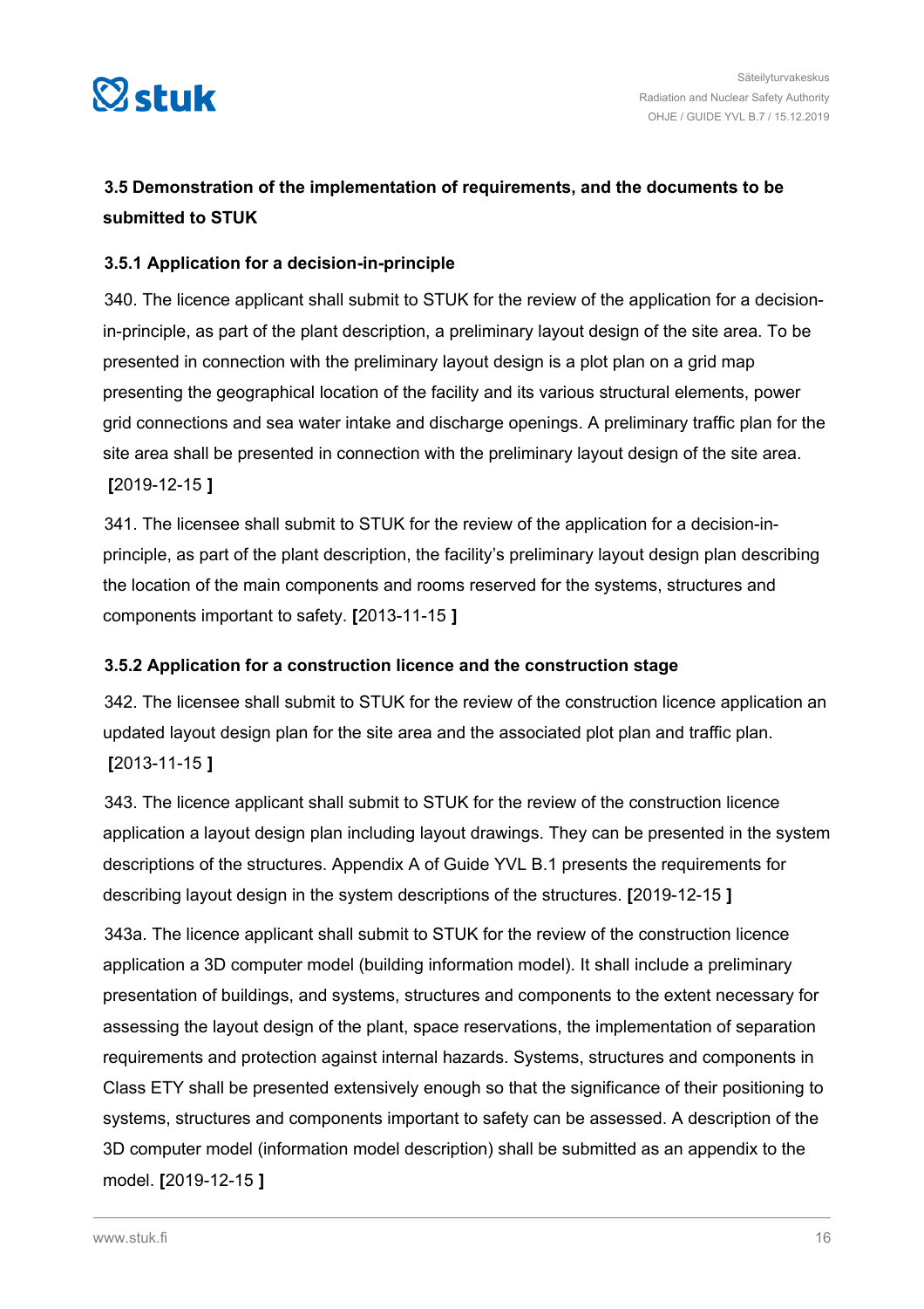### 3.5 Demonstration of the implementation of requirements, and the documents to be submitted to STUK

#### 3.5.1 Application for a decision-in-principle

340. The licence applicant shall submit to STUK for the review of the application for a decision-in-principle, as part of the plant description, a preliminary layout design of the site area. To be presented in connection with the preliminary layout design is a plot plan on a grid map presenting the geographical location of the facility and its various structural elements, power grid connections and sea water intake and discharge openings. A preliminary traffic plan for the site area shall be presented in connection with the preliminary layout design of the site area. **[**2019-12-15 **]**

341. The licensee shall submit to STUK for the review of the application for a decision-in-principle, as part of the plant description, the facility's preliminary layout design plan describing the location of the main components and rooms reserved for the systems, structures and components important to safety. **[**2013-11-15 **]**

#### 3.5.2 Application for a construction licence and the construction stage

342. The licensee shall submit to STUK for the review of the construction licence application an updated layout design plan for the site area and the associated plot plan and traffic plan. **[**2013-11-15 **]**

343. The licence applicant shall submit to STUK for the review of the construction licence application a layout design plan including layout drawings. They can be presented in the system descriptions of the structures. Appendix A of Guide YVL B.1 presents the requirements for describing layout design in the system descriptions of the structures. **[**2019-12-15 **]**

343a. The licence applicant shall submit to STUK for the review of the construction licence application a 3D computer model (building information model). It shall include a preliminary presentation of buildings, and systems, structures and components to the extent necessary for assessing the layout design of the plant, space reservations, the implementation of separation requirements and protection against internal hazards. Systems, structures and components in Class ETY shall be presented extensively enough so that the significance of their positioning to systems, structures and components important to safety can be assessed. A description of the 3D computer model (information model description) shall be submitted as an appendix to the model. **[**2019-12-15 **]**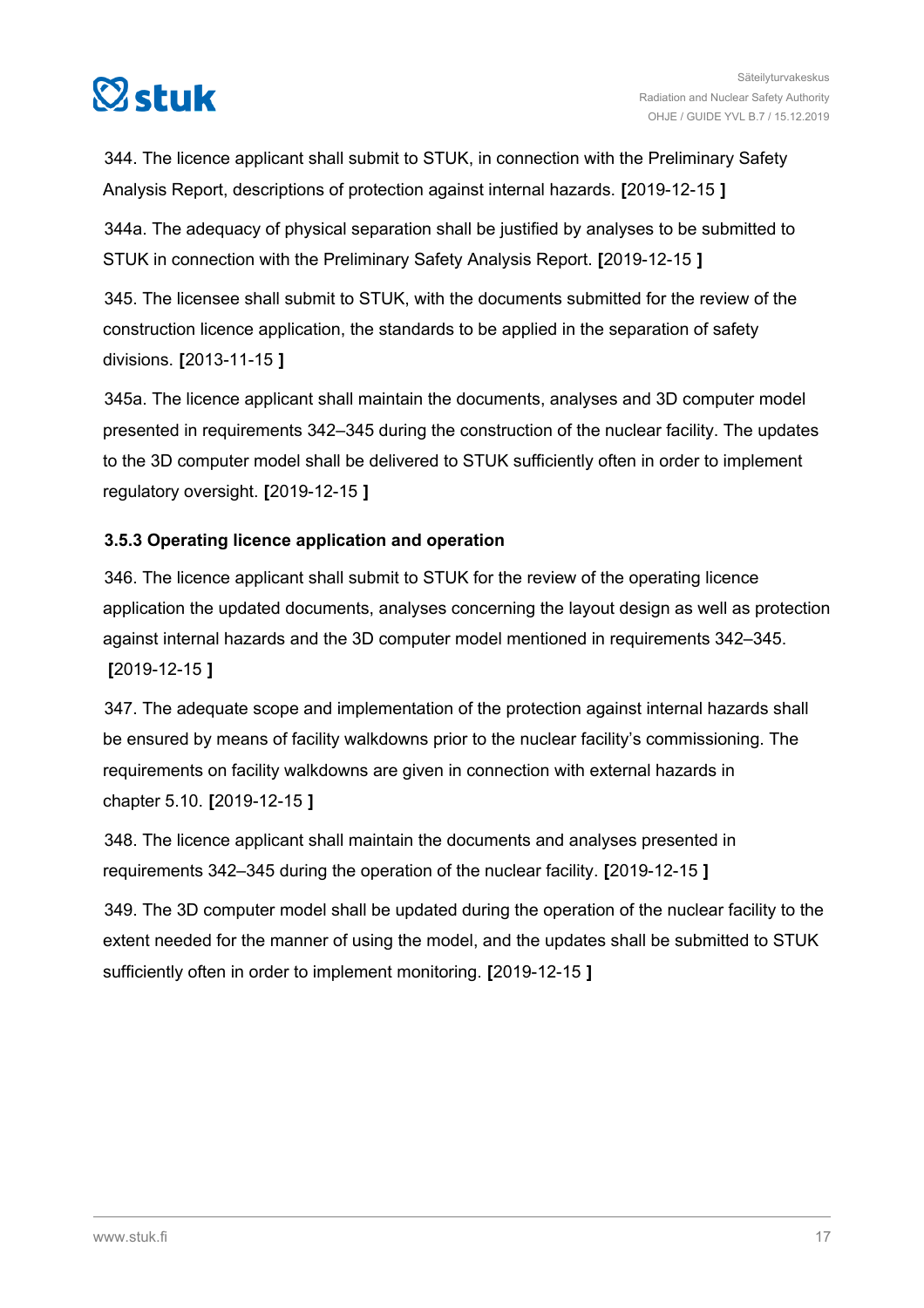344. The licence applicant shall submit to STUK, in connection with the Preliminary Safety Analysis Report, descriptions of protection against internal hazards. **[**2019-12-15 **]**

344a. The adequacy of physical separation shall be justified by analyses to be submitted to STUK in connection with the Preliminary Safety Analysis Report. **[**2019-12-15 **]**

345. The licensee shall submit to STUK, with the documents submitted for the review of the construction licence application, the standards to be applied in the separation of safety divisions. **[**2013-11-15 **]**

345a. The licence applicant shall maintain the documents, analyses and 3D computer model presented in requirements 342–345 during the construction of the nuclear facility. The updates to the 3D computer model shall be delivered to STUK sufficiently often in order to implement regulatory oversight. **[**2019-12-15 **]**

### 3.5.3 Operating licence application and operation

346. The licence applicant shall submit to STUK for the review of the operating licence application the updated documents, analyses concerning the layout design as well as protection against internal hazards and the 3D computer model mentioned in requirements 342–345. **[**2019-12-15 **]**

347. The adequate scope and implementation of the protection against internal hazards shall be ensured by means of facility walkdowns prior to the nuclear facility's commissioning. The requirements on facility walkdowns are given in connection with external hazards in chapter 5.10. **[**2019-12-15 **]**

348. The licence applicant shall maintain the documents and analyses presented in requirements 342–345 during the operation of the nuclear facility. **[**2019-12-15 **]**

349. The 3D computer model shall be updated during the operation of the nuclear facility to the extent needed for the manner of using the model, and the updates shall be submitted to STUK sufficiently often in order to implement monitoring. **[**2019-12-15 **]**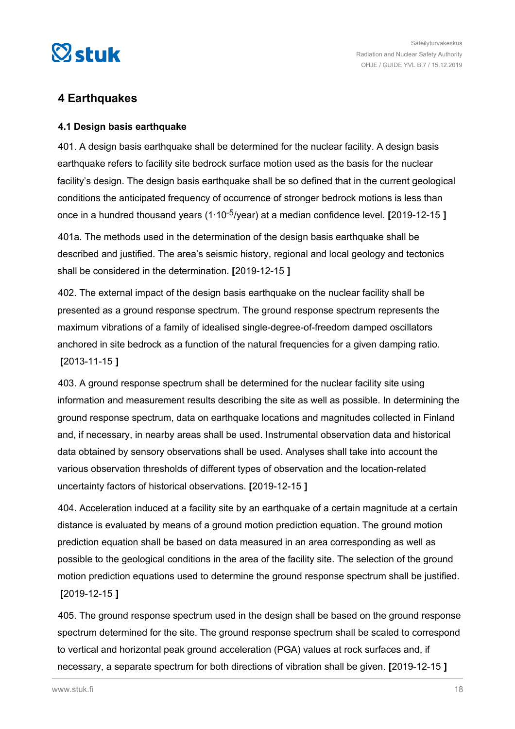# 4 Earthquakes

## 4.1 Design basis earthquake

401. A design basis earthquake shall be determined for the nuclear facility. A design basis earthquake refers to facility site bedrock surface motion used as the basis for the nuclear facility's design. The design basis earthquake shall be so defined that in the current geological conditions the anticipated frequency of occurrence of stronger bedrock motions is less than once in a hundred thousand years ($1 \cdot 10^{-5}$/year) at a median confidence level. **[**2019-12-15 **]**

401a. The methods used in the determination of the design basis earthquake shall be described and justified. The area's seismic history, regional and local geology and tectonics shall be considered in the determination. **[**2019-12-15 **]**

402. The external impact of the design basis earthquake on the nuclear facility shall be presented as a ground response spectrum. The ground response spectrum represents the maximum vibrations of a family of idealised single-degree-of-freedom damped oscillators anchored in site bedrock as a function of the natural frequencies for a given damping ratio. **[**2013-11-15 **]**

403. A ground response spectrum shall be determined for the nuclear facility site using information and measurement results describing the site as well as possible. In determining the ground response spectrum, data on earthquake locations and magnitudes collected in Finland and, if necessary, in nearby areas shall be used. Instrumental observation data and historical data obtained by sensory observations shall be used. Analyses shall take into account the various observation thresholds of different types of observation and the location-related uncertainty factors of historical observations. **[**2019-12-15 **]**

404. Acceleration induced at a facility site by an earthquake of a certain magnitude at a certain distance is evaluated by means of a ground motion prediction equation. The ground motion prediction equation shall be based on data measured in an area corresponding as well as possible to the geological conditions in the area of the facility site. The selection of the ground motion prediction equations used to determine the ground response spectrum shall be justified. **[**2019-12-15 **]**

405. The ground response spectrum used in the design shall be based on the ground response spectrum determined for the site. The ground response spectrum shall be scaled to correspond to vertical and horizontal peak ground acceleration (PGA) values at rock surfaces and, if necessary, a separate spectrum for both directions of vibration shall be given. **[**2019-12-15 **]**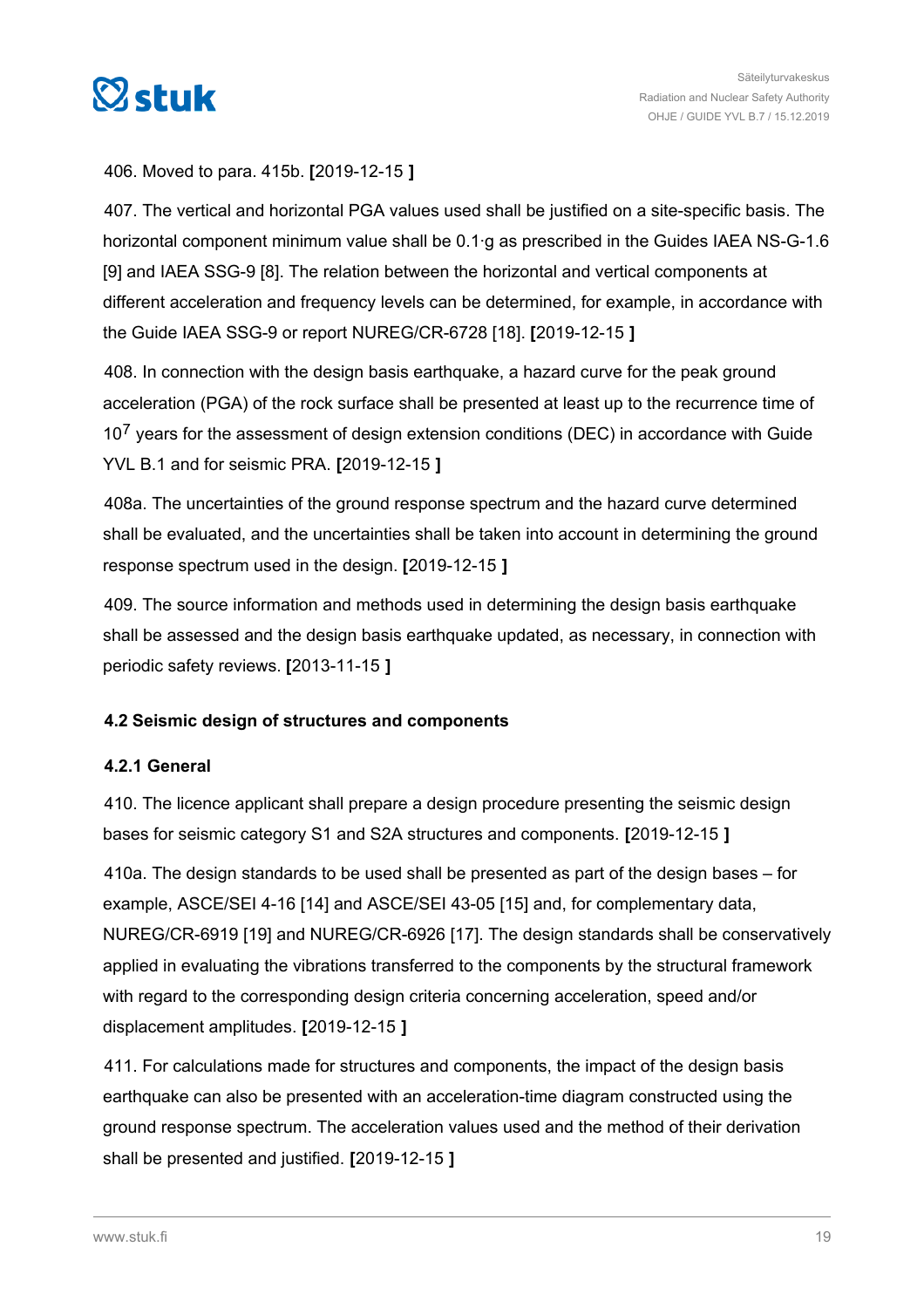406. Moved to para. 415b. **[**2019-12-15 **]**

407. The vertical and horizontal PGA values used shall be justified on a site-specific basis. The horizontal component minimum value shall be 0.1·g as prescribed in the Guides IAEA NS-G-1.6 [9] and IAEA SSG-9 [8]. The relation between the horizontal and vertical components at different acceleration and frequency levels can be determined, for example, in accordance with the Guide IAEA SSG-9 or report NUREG/CR-6728 [18]. **[**2019-12-15 **]**

408. In connection with the design basis earthquake, a hazard curve for the peak ground acceleration (PGA) of the rock surface shall be presented at least up to the recurrence time of $10^7$ years for the assessment of design extension conditions (DEC) in accordance with Guide YVL B.1 and for seismic PRA. **[**2019-12-15 **]**

408a. The uncertainties of the ground response spectrum and the hazard curve determined shall be evaluated, and the uncertainties shall be taken into account in determining the ground response spectrum used in the design. **[**2019-12-15 **]**

409. The source information and methods used in determining the design basis earthquake shall be assessed and the design basis earthquake updated, as necessary, in connection with periodic safety reviews. **[**2013-11-15 **]**

### 4.2 Seismic design of structures and components

#### 4.2.1 General

410. The licence applicant shall prepare a design procedure presenting the seismic design bases for seismic category S1 and S2A structures and components. **[**2019-12-15 **]**

410a. The design standards to be used shall be presented as part of the design bases – for example, ASCE/SEI 4-16 [14] and ASCE/SEI 43-05 [15] and, for complementary data, NUREG/CR-6919 [19] and NUREG/CR-6926 [17]. The design standards shall be conservatively applied in evaluating the vibrations transferred to the components by the structural framework with regard to the corresponding design criteria concerning acceleration, speed and/or displacement amplitudes. **[**2019-12-15 **]**

411. For calculations made for structures and components, the impact of the design basis earthquake can also be presented with an acceleration-time diagram constructed using the ground response spectrum. The acceleration values used and the method of their derivation shall be presented and justified. **[**2019-12-15 **]**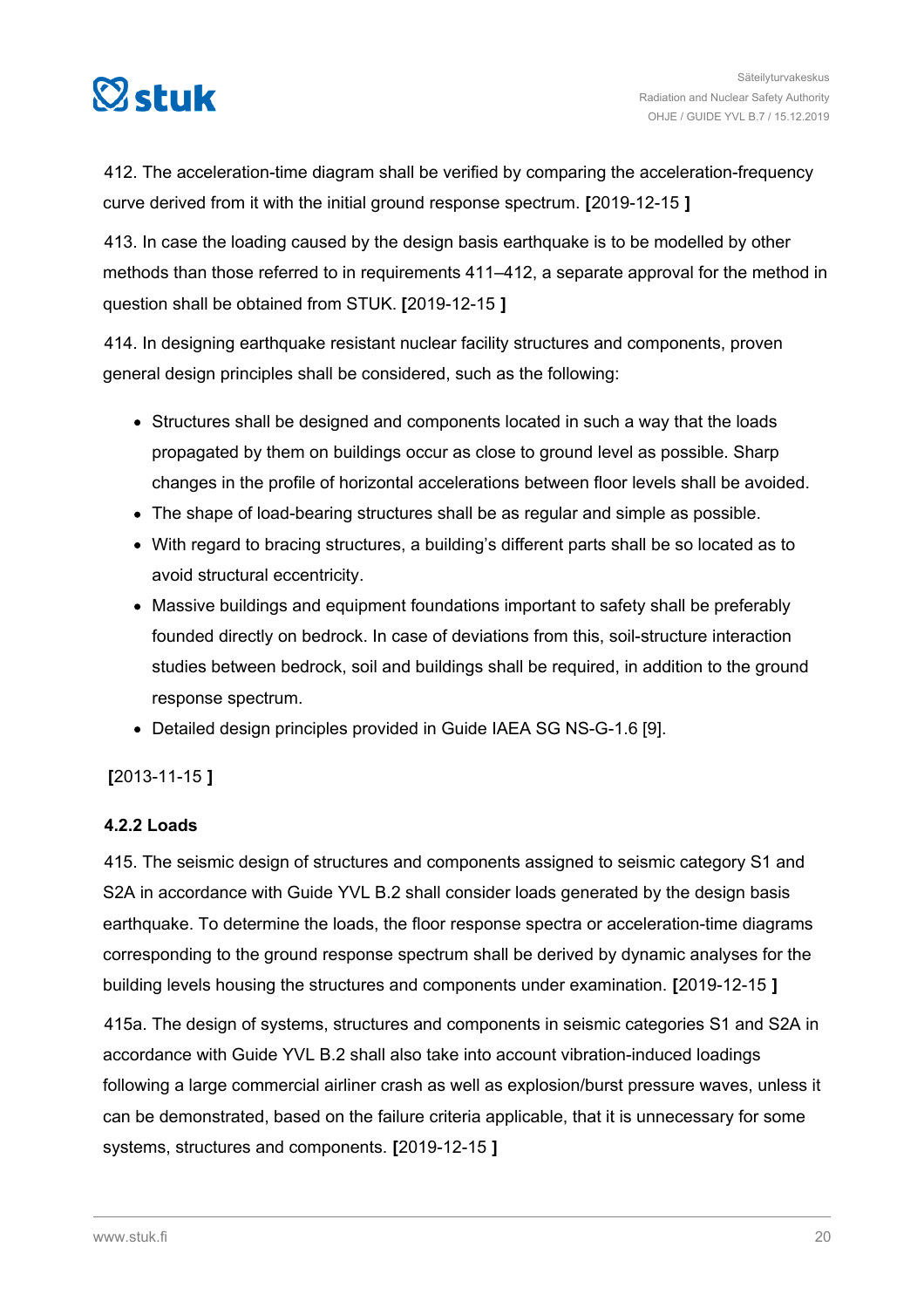412. The acceleration-time diagram shall be verified by comparing the acceleration-frequency curve derived from it with the initial ground response spectrum. **[**2019-12-15 **]**

413. In case the loading caused by the design basis earthquake is to be modelled by other methods than those referred to in requirements 411–412, a separate approval for the method in question shall be obtained from STUK. **[**2019-12-15 **]**

414. In designing earthquake resistant nuclear facility structures and components, proven general design principles shall be considered, such as the following:

- Structures shall be designed and components located in such a way that the loads propagated by them on buildings occur as close to ground level as possible. Sharp changes in the profile of horizontal accelerations between floor levels shall be avoided.
- The shape of load-bearing structures shall be as regular and simple as possible.
- With regard to bracing structures, a building's different parts shall be so located as to avoid structural eccentricity.
- Massive buildings and equipment foundations important to safety shall be preferably founded directly on bedrock. In case of deviations from this, soil-structure interaction studies between bedrock, soil and buildings shall be required, in addition to the ground response spectrum.
- Detailed design principles provided in Guide IAEA SG NS-G-1.6 [9].

**[**2013-11-15 **]**

#### 4.2.2 Loads

415. The seismic design of structures and components assigned to seismic category S1 and S2A in accordance with Guide YVL B.2 shall consider loads generated by the design basis earthquake. To determine the loads, the floor response spectra or acceleration-time diagrams corresponding to the ground response spectrum shall be derived by dynamic analyses for the building levels housing the structures and components under examination. **[**2019-12-15 **]**

415a. The design of systems, structures and components in seismic categories S1 and S2A in accordance with Guide YVL B.2 shall also take into account vibration-induced loadings following a large commercial airliner crash as well as explosion/burst pressure waves, unless it can be demonstrated, based on the failure criteria applicable, that it is unnecessary for some systems, structures and components. **[**2019-12-15 **]**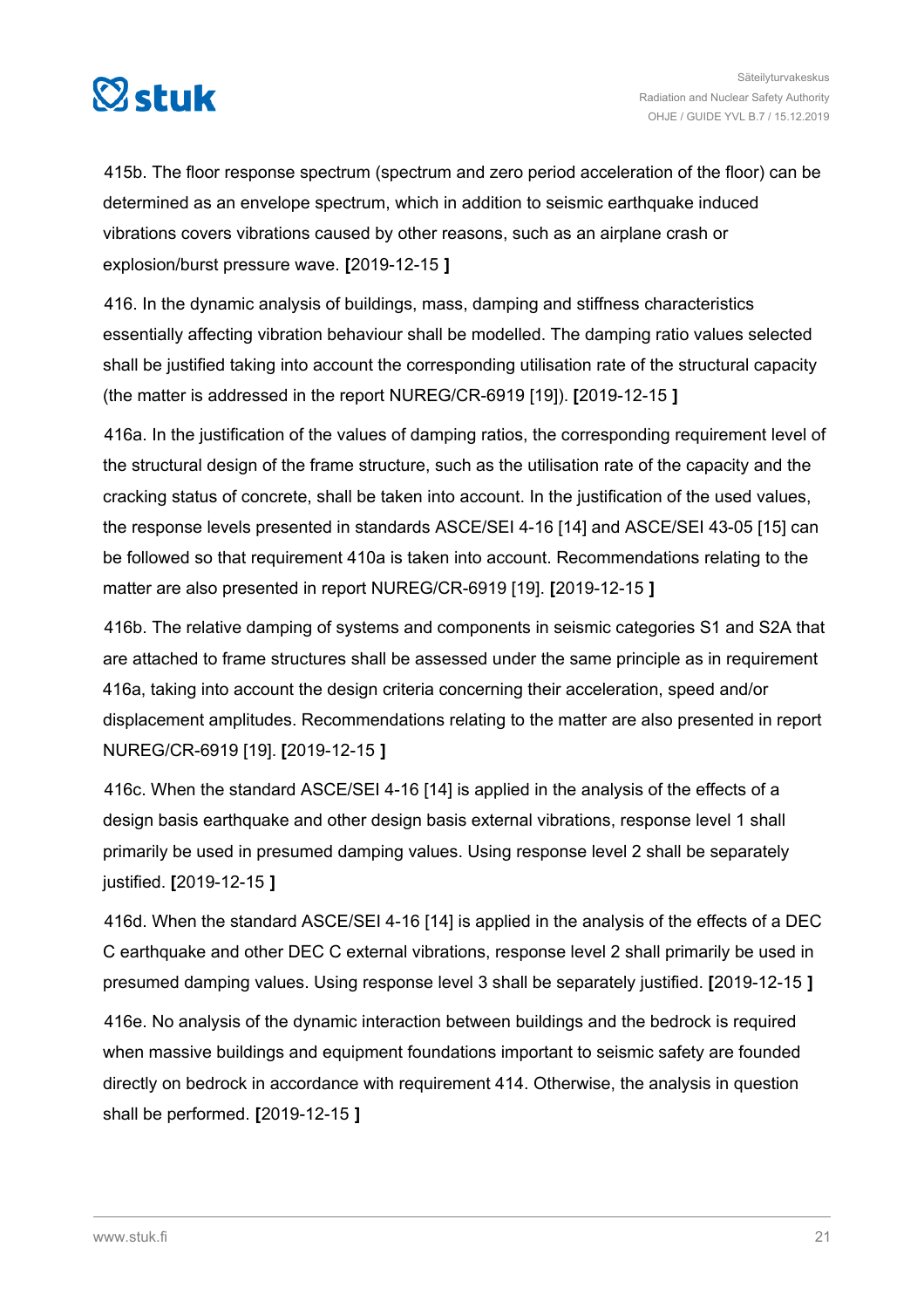415b. The floor response spectrum (spectrum and zero period acceleration of the floor) can be determined as an envelope spectrum, which in addition to seismic earthquake induced vibrations covers vibrations caused by other reasons, such as an airplane crash or explosion/burst pressure wave. **[**2019-12-15 **]**

416. In the dynamic analysis of buildings, mass, damping and stiffness characteristics essentially affecting vibration behaviour shall be modelled. The damping ratio values selected shall be justified taking into account the corresponding utilisation rate of the structural capacity (the matter is addressed in the report NUREG/CR-6919 [19]). **[**2019-12-15 **]**

416a. In the justification of the values of damping ratios, the corresponding requirement level of the structural design of the frame structure, such as the utilisation rate of the capacity and the cracking status of concrete, shall be taken into account. In the justification of the used values, the response levels presented in standards ASCE/SEI 4-16 [14] and ASCE/SEI 43-05 [15] can be followed so that requirement 410a is taken into account. Recommendations relating to the matter are also presented in report NUREG/CR-6919 [19]. **[**2019-12-15 **]**

416b. The relative damping of systems and components in seismic categories S1 and S2A that are attached to frame structures shall be assessed under the same principle as in requirement 416a, taking into account the design criteria concerning their acceleration, speed and/or displacement amplitudes. Recommendations relating to the matter are also presented in report NUREG/CR-6919 [19]. **[**2019-12-15 **]**

416c. When the standard ASCE/SEI 4-16 [14] is applied in the analysis of the effects of a design basis earthquake and other design basis external vibrations, response level 1 shall primarily be used in presumed damping values. Using response level 2 shall be separately justified. **[**2019-12-15 **]**

416d. When the standard ASCE/SEI 4-16 [14] is applied in the analysis of the effects of a DEC C earthquake and other DEC C external vibrations, response level 2 shall primarily be used in presumed damping values. Using response level 3 shall be separately justified. **[**2019-12-15 **]**

416e. No analysis of the dynamic interaction between buildings and the bedrock is required when massive buildings and equipment foundations important to seismic safety are founded directly on bedrock in accordance with requirement 414. Otherwise, the analysis in question shall be performed. **[**2019-12-15 **]**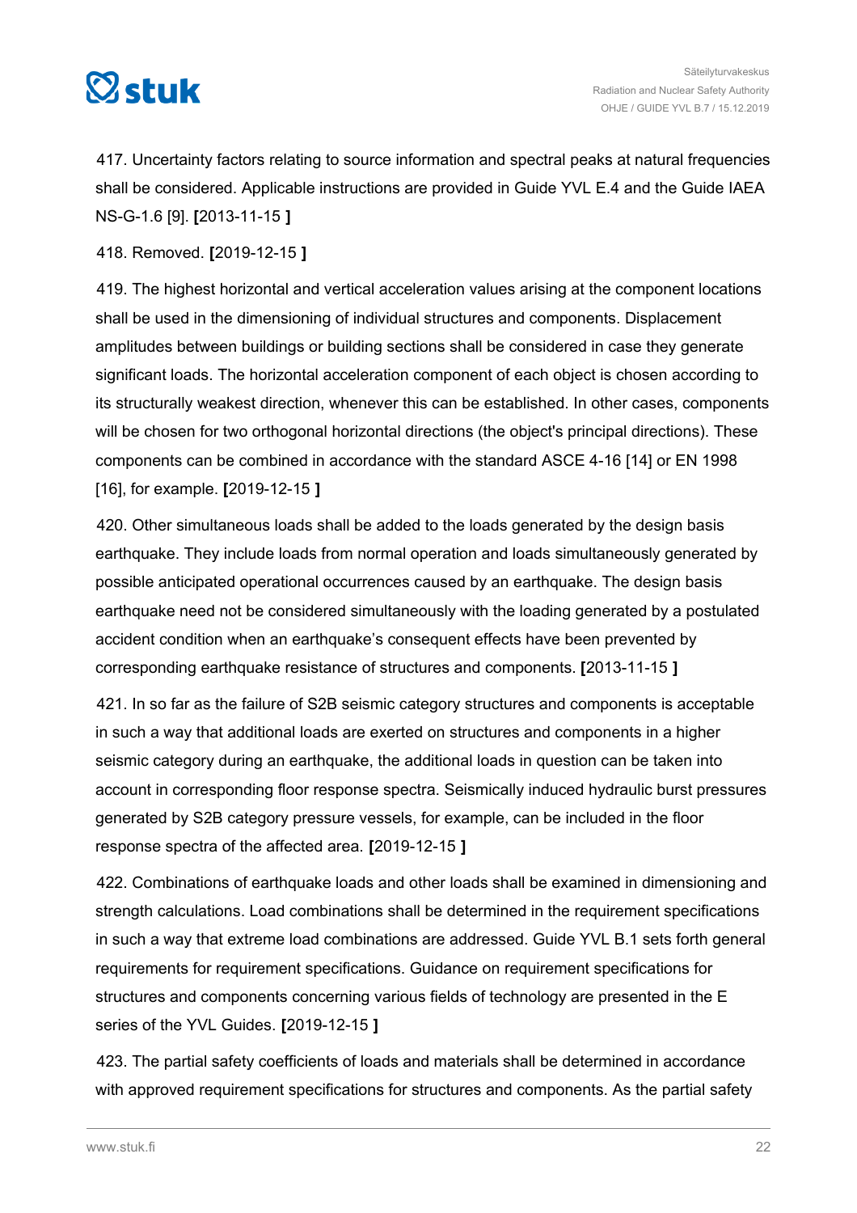417. Uncertainty factors relating to source information and spectral peaks at natural frequencies shall be considered. Applicable instructions are provided in Guide YVL E.4 and the Guide IAEA NS-G-1.6 [9]. **[**2013-11-15 **]**

418. Removed. **[**2019-12-15 **]**

419. The highest horizontal and vertical acceleration values arising at the component locations shall be used in the dimensioning of individual structures and components. Displacement amplitudes between buildings or building sections shall be considered in case they generate significant loads. The horizontal acceleration component of each object is chosen according to its structurally weakest direction, whenever this can be established. In other cases, components will be chosen for two orthogonal horizontal directions (the object's principal directions). These components can be combined in accordance with the standard ASCE 4-16 [14] or EN 1998 [16], for example. **[**2019-12-15 **]**

420. Other simultaneous loads shall be added to the loads generated by the design basis earthquake. They include loads from normal operation and loads simultaneously generated by possible anticipated operational occurrences caused by an earthquake. The design basis earthquake need not be considered simultaneously with the loading generated by a postulated accident condition when an earthquake's consequent effects have been prevented by corresponding earthquake resistance of structures and components. **[**2013-11-15 **]**

421. In so far as the failure of S2B seismic category structures and components is acceptable in such a way that additional loads are exerted on structures and components in a higher seismic category during an earthquake, the additional loads in question can be taken into account in corresponding floor response spectra. Seismically induced hydraulic burst pressures generated by S2B category pressure vessels, for example, can be included in the floor response spectra of the affected area. **[**2019-12-15 **]**

422. Combinations of earthquake loads and other loads shall be examined in dimensioning and strength calculations. Load combinations shall be determined in the requirement specifications in such a way that extreme load combinations are addressed. Guide YVL B.1 sets forth general requirements for requirement specifications. Guidance on requirement specifications for structures and components concerning various fields of technology are presented in the E series of the YVL Guides. **[**2019-12-15 **]**

423. The partial safety coefficients of loads and materials shall be determined in accordance with approved requirement specifications for structures and components. As the partial safety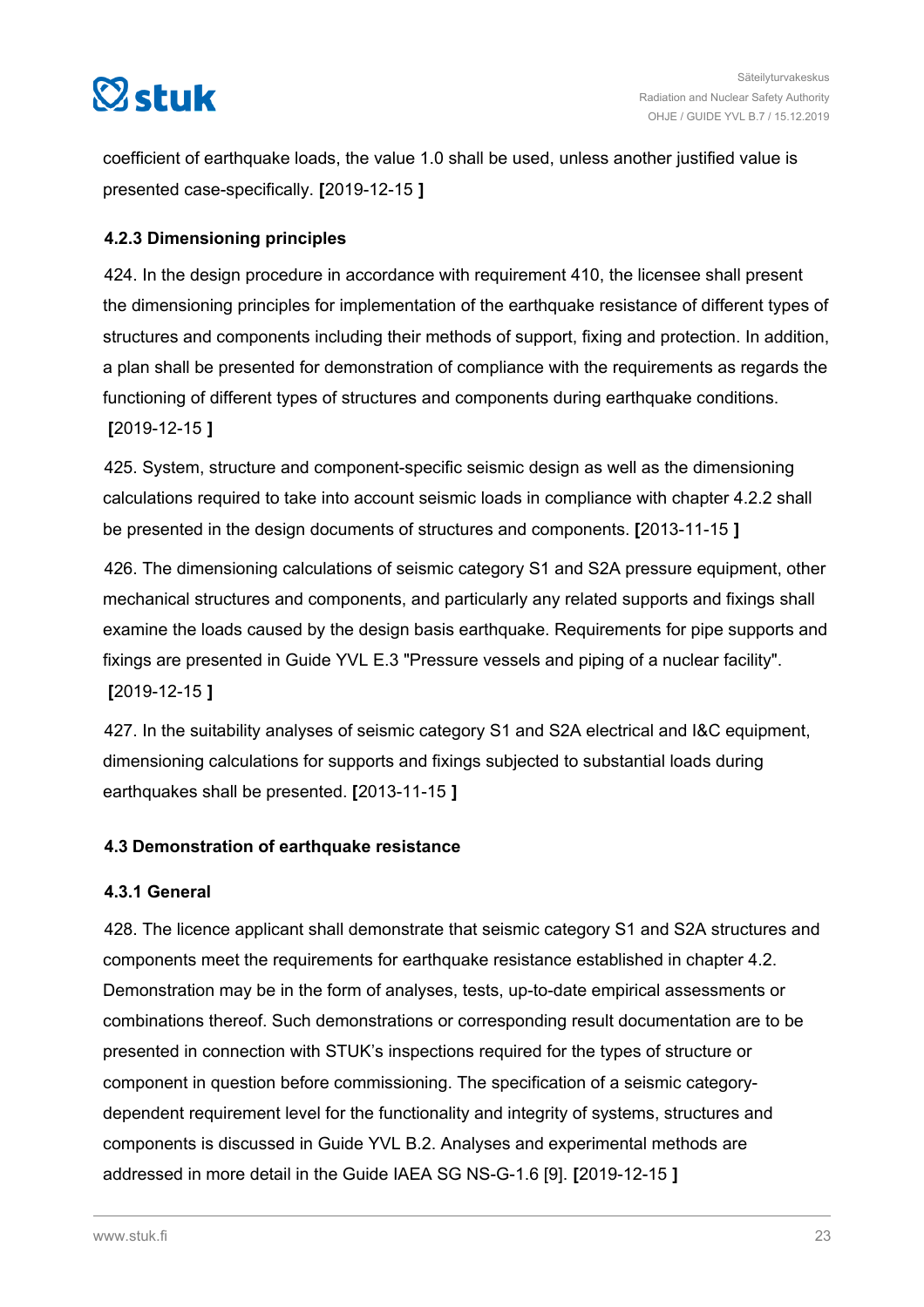coefficient of earthquake loads, the value 1.0 shall be used, unless another justified value is presented case-specifically. **[**2019-12-15 **]**

### 4.2.3 Dimensioning principles

424. In the design procedure in accordance with requirement 410, the licensee shall present the dimensioning principles for implementation of the earthquake resistance of different types of structures and components including their methods of support, fixing and protection. In addition, a plan shall be presented for demonstration of compliance with the requirements as regards the functioning of different types of structures and components during earthquake conditions. **[**2019-12-15 **]**

425. System, structure and component-specific seismic design as well as the dimensioning calculations required to take into account seismic loads in compliance with chapter 4.2.2 shall be presented in the design documents of structures and components. **[**2013-11-15 **]**

426. The dimensioning calculations of seismic category S1 and S2A pressure equipment, other mechanical structures and components, and particularly any related supports and fixings shall examine the loads caused by the design basis earthquake. Requirements for pipe supports and fixings are presented in Guide YVL E.3 "Pressure vessels and piping of a nuclear facility". **[**2019-12-15 **]**

427. In the suitability analyses of seismic category S1 and S2A electrical and I&C equipment, dimensioning calculations for supports and fixings subjected to substantial loads during earthquakes shall be presented. **[**2013-11-15 **]**

## 4.3 Demonstration of earthquake resistance

### 4.3.1 General

428. The licence applicant shall demonstrate that seismic category S1 and S2A structures and components meet the requirements for earthquake resistance established in chapter 4.2. Demonstration may be in the form of analyses, tests, up-to-date empirical assessments or combinations thereof. Such demonstrations or corresponding result documentation are to be presented in connection with STUK's inspections required for the types of structure or component in question before commissioning. The specification of a seismic category-dependent requirement level for the functionality and integrity of systems, structures and components is discussed in Guide YVL B.2. Analyses and experimental methods are addressed in more detail in the Guide IAEA SG NS-G-1.6 [9]. **[**2019-12-15 **]**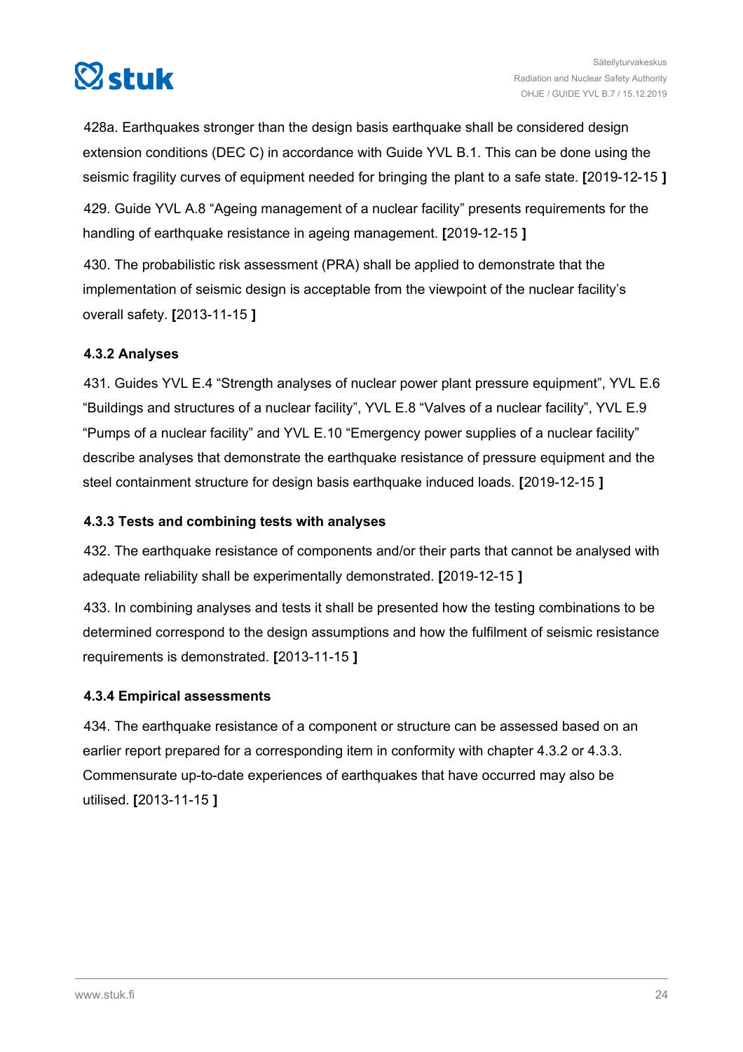428a. Earthquakes stronger than the design basis earthquake shall be considered design extension conditions (DEC C) in accordance with Guide YVL B.1. This can be done using the seismic fragility curves of equipment needed for bringing the plant to a safe state. **[**2019-12-15 **]**

429. Guide YVL A.8 “Ageing management of a nuclear facility” presents requirements for the handling of earthquake resistance in ageing management. **[**2019-12-15 **]**

430. The probabilistic risk assessment (PRA) shall be applied to demonstrate that the implementation of seismic design is acceptable from the viewpoint of the nuclear facility’s overall safety. **[**2013-11-15 **]**

### 4.3.2 Analyses

431. Guides YVL E.4 “Strength analyses of nuclear power plant pressure equipment”, YVL E.6 “Buildings and structures of a nuclear facility”, YVL E.8 “Valves of a nuclear facility”, YVL E.9 “Pumps of a nuclear facility” and YVL E.10 “Emergency power supplies of a nuclear facility” describe analyses that demonstrate the earthquake resistance of pressure equipment and the steel containment structure for design basis earthquake induced loads. **[**2019-12-15 **]**

### 4.3.3 Tests and combining tests with analyses

432. The earthquake resistance of components and/or their parts that cannot be analysed with adequate reliability shall be experimentally demonstrated. **[**2019-12-15 **]**

433. In combining analyses and tests it shall be presented how the testing combinations to be determined correspond to the design assumptions and how the fulfilment of seismic resistance requirements is demonstrated. **[**2013-11-15 **]**

### 4.3.4 Empirical assessments

434. The earthquake resistance of a component or structure can be assessed based on an earlier report prepared for a corresponding item in conformity with chapter 4.3.2 or 4.3.3. Commensurate up-to-date experiences of earthquakes that have occurred may also be utilised. **[**2013-11-15 **]**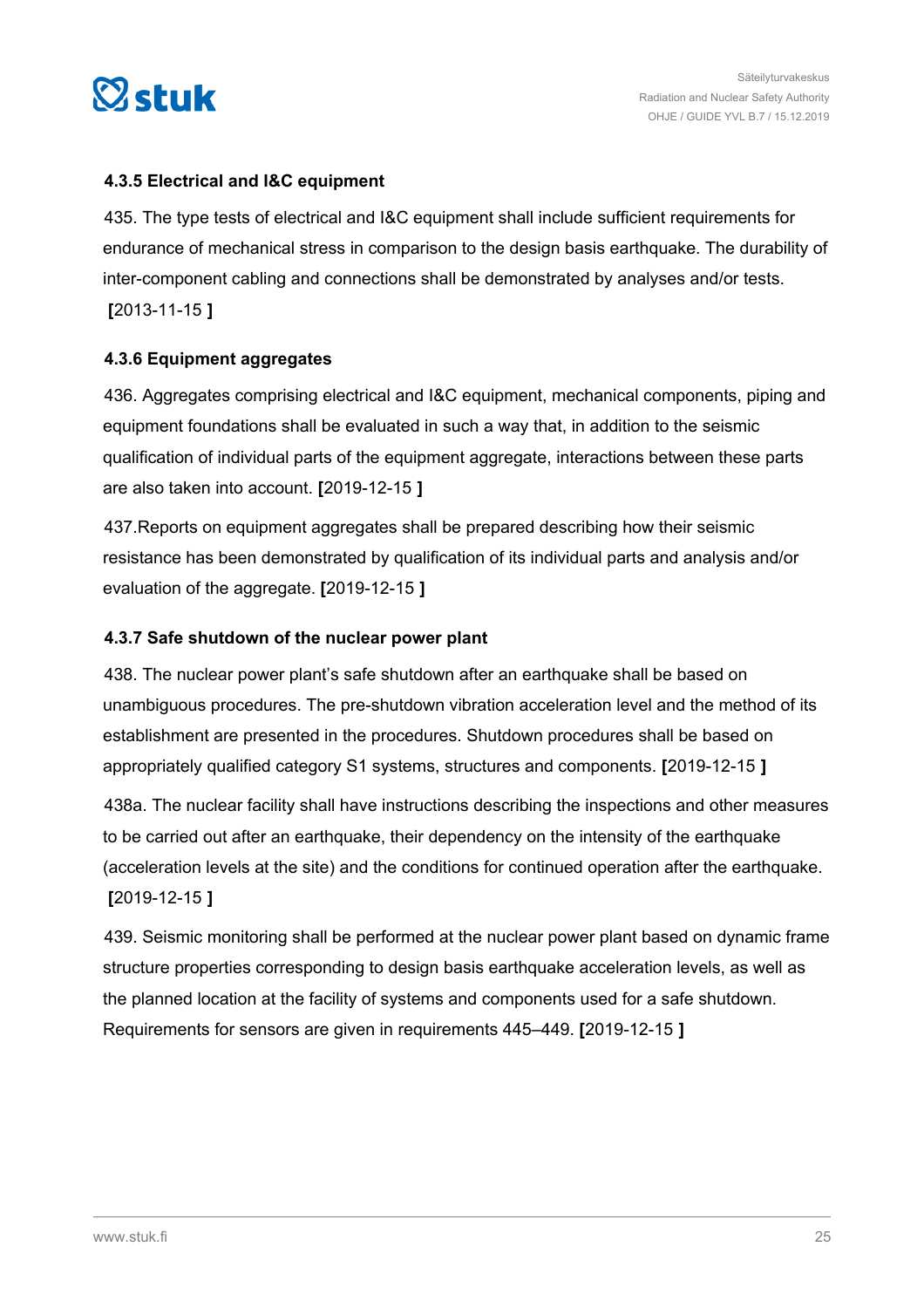### 4.3.5 Electrical and I&C equipment

435. The type tests of electrical and I&C equipment shall include sufficient requirements for endurance of mechanical stress in comparison to the design basis earthquake. The durability of inter-component cabling and connections shall be demonstrated by analyses and/or tests. **[**2013-11-15 **]**

### 4.3.6 Equipment aggregates

436. Aggregates comprising electrical and I&C equipment, mechanical components, piping and equipment foundations shall be evaluated in such a way that, in addition to the seismic qualification of individual parts of the equipment aggregate, interactions between these parts are also taken into account. **[**2019-12-15 **]**

437.Reports on equipment aggregates shall be prepared describing how their seismic resistance has been demonstrated by qualification of its individual parts and analysis and/or evaluation of the aggregate. **[**2019-12-15 **]**

### 4.3.7 Safe shutdown of the nuclear power plant

438. The nuclear power plant's safe shutdown after an earthquake shall be based on unambiguous procedures. The pre-shutdown vibration acceleration level and the method of its establishment are presented in the procedures. Shutdown procedures shall be based on appropriately qualified category S1 systems, structures and components. **[**2019-12-15 **]**

438a. The nuclear facility shall have instructions describing the inspections and other measures to be carried out after an earthquake, their dependency on the intensity of the earthquake (acceleration levels at the site) and the conditions for continued operation after the earthquake. **[**2019-12-15 **]**

439. Seismic monitoring shall be performed at the nuclear power plant based on dynamic frame structure properties corresponding to design basis earthquake acceleration levels, as well as the planned location at the facility of systems and components used for a safe shutdown. Requirements for sensors are given in requirements 445–449. **[**2019-12-15 **]**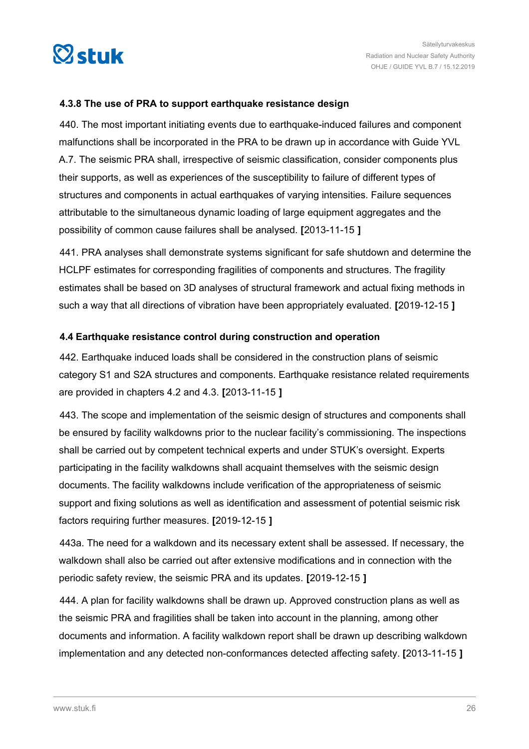### 4.3.8 The use of PRA to support earthquake resistance design

440. The most important initiating events due to earthquake-induced failures and component malfunctions shall be incorporated in the PRA to be drawn up in accordance with Guide YVL A.7. The seismic PRA shall, irrespective of seismic classification, consider components plus their supports, as well as experiences of the susceptibility to failure of different types of structures and components in actual earthquakes of varying intensities. Failure sequences attributable to the simultaneous dynamic loading of large equipment aggregates and the possibility of common cause failures shall be analysed. **[**2013-11-15 **]**

441. PRA analyses shall demonstrate systems significant for safe shutdown and determine the HCLPF estimates for corresponding fragilities of components and structures. The fragility estimates shall be based on 3D analyses of structural framework and actual fixing methods in such a way that all directions of vibration have been appropriately evaluated. **[**2019-12-15 **]**

### 4.4 Earthquake resistance control during construction and operation

442. Earthquake induced loads shall be considered in the construction plans of seismic category S1 and S2A structures and components. Earthquake resistance related requirements are provided in chapters 4.2 and 4.3. **[**2013-11-15 **]**

443. The scope and implementation of the seismic design of structures and components shall be ensured by facility walkdowns prior to the nuclear facility's commissioning. The inspections shall be carried out by competent technical experts and under STUK's oversight. Experts participating in the facility walkdowns shall acquaint themselves with the seismic design documents. The facility walkdowns include verification of the appropriateness of seismic support and fixing solutions as well as identification and assessment of potential seismic risk factors requiring further measures. **[**2019-12-15 **]**

443a. The need for a walkdown and its necessary extent shall be assessed. If necessary, the walkdown shall also be carried out after extensive modifications and in connection with the periodic safety review, the seismic PRA and its updates. **[**2019-12-15 **]**

444. A plan for facility walkdowns shall be drawn up. Approved construction plans as well as the seismic PRA and fragilities shall be taken into account in the planning, among other documents and information. A facility walkdown report shall be drawn up describing walkdown implementation and any detected non-conformances detected affecting safety. **[**2013-11-15 **]**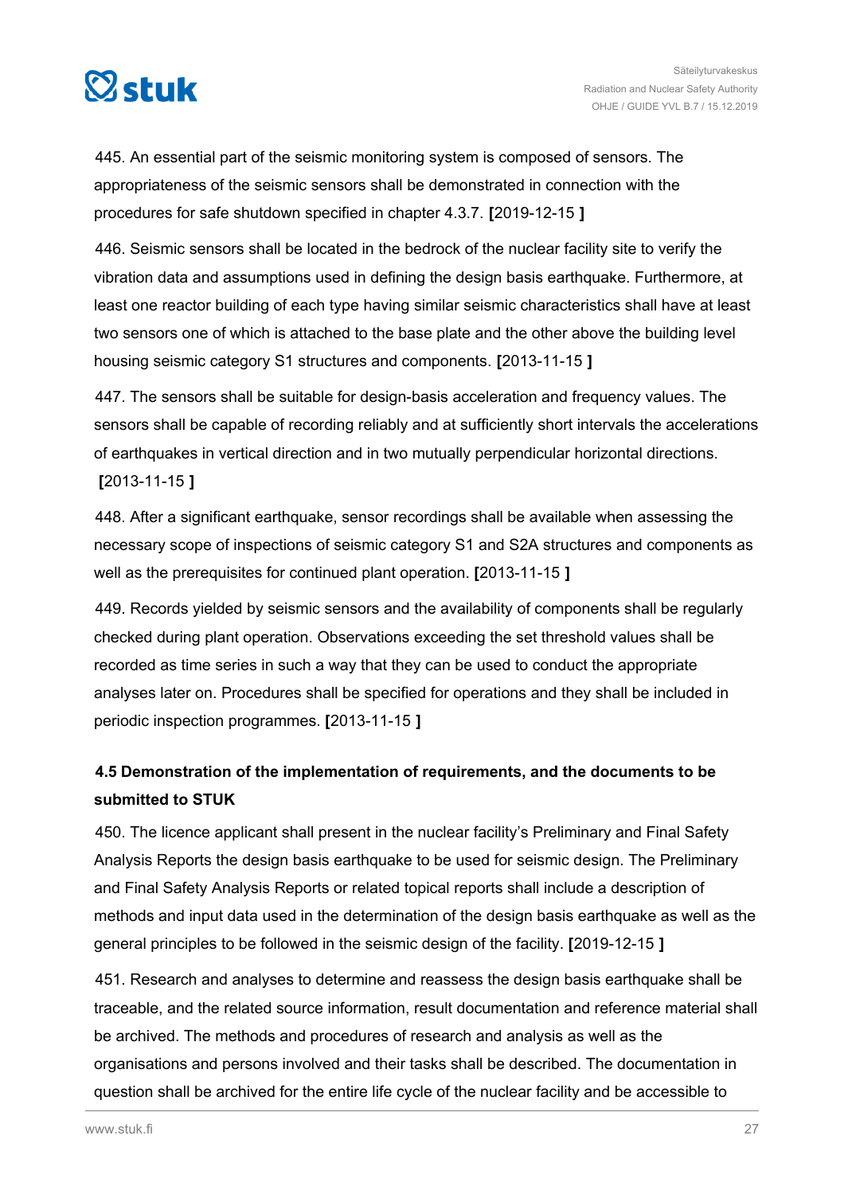445. An essential part of the seismic monitoring system is composed of sensors. The appropriateness of the seismic sensors shall be demonstrated in connection with the procedures for safe shutdown specified in chapter 4.3.7. **[**2019-12-15 **]**

446. Seismic sensors shall be located in the bedrock of the nuclear facility site to verify the vibration data and assumptions used in defining the design basis earthquake. Furthermore, at least one reactor building of each type having similar seismic characteristics shall have at least two sensors one of which is attached to the base plate and the other above the building level housing seismic category S1 structures and components. **[**2013-11-15 **]**

447. The sensors shall be suitable for design-basis acceleration and frequency values. The sensors shall be capable of recording reliably and at sufficiently short intervals the accelerations of earthquakes in vertical direction and in two mutually perpendicular horizontal directions. **[**2013-11-15 **]**

448. After a significant earthquake, sensor recordings shall be available when assessing the necessary scope of inspections of seismic category S1 and S2A structures and components as well as the prerequisites for continued plant operation. **[**2013-11-15 **]**

449. Records yielded by seismic sensors and the availability of components shall be regularly checked during plant operation. Observations exceeding the set threshold values shall be recorded as time series in such a way that they can be used to conduct the appropriate analyses later on. Procedures shall be specified for operations and they shall be included in periodic inspection programmes. **[**2013-11-15 **]**

## 4.5 Demonstration of the implementation of requirements, and the documents to be submitted to STUK

450. The licence applicant shall present in the nuclear facility's Preliminary and Final Safety Analysis Reports the design basis earthquake to be used for seismic design. The Preliminary and Final Safety Analysis Reports or related topical reports shall include a description of methods and input data used in the determination of the design basis earthquake as well as the general principles to be followed in the seismic design of the facility. **[**2019-12-15 **]**

451. Research and analyses to determine and reassess the design basis earthquake shall be traceable, and the related source information, result documentation and reference material shall be archived. The methods and procedures of research and analysis as well as the organisations and persons involved and their tasks shall be described. The documentation in question shall be archived for the entire life cycle of the nuclear facility and be accessible to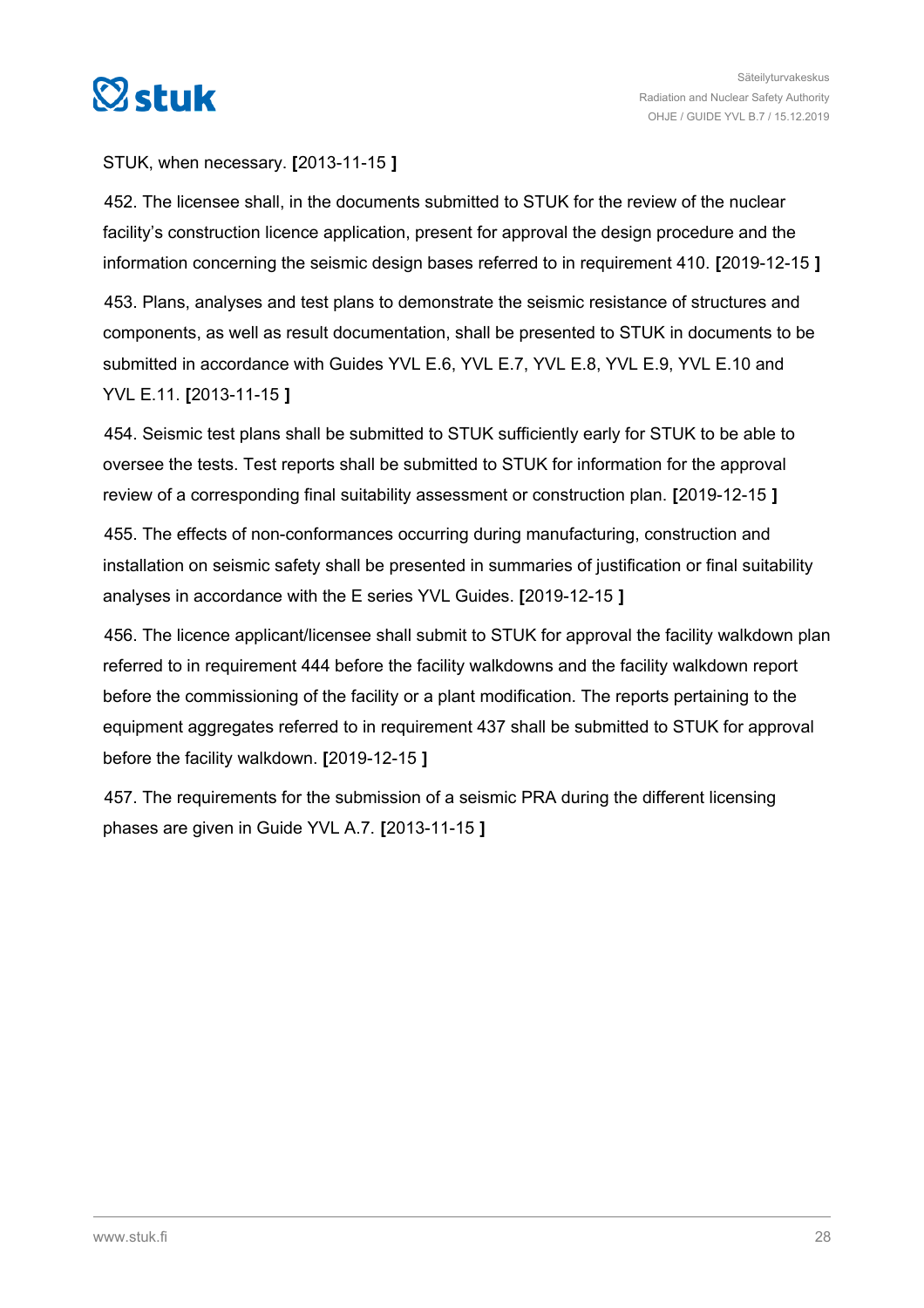STUK, when necessary. **[**2013-11-15 **]**

452. The licensee shall, in the documents submitted to STUK for the review of the nuclear facility's construction licence application, present for approval the design procedure and the information concerning the seismic design bases referred to in requirement 410. **[**2019-12-15 **]**

453. Plans, analyses and test plans to demonstrate the seismic resistance of structures and components, as well as result documentation, shall be presented to STUK in documents to be submitted in accordance with Guides YVL E.6, YVL E.7, YVL E.8, YVL E.9, YVL E.10 and YVL E.11. **[**2013-11-15 **]**

454. Seismic test plans shall be submitted to STUK sufficiently early for STUK to be able to oversee the tests. Test reports shall be submitted to STUK for information for the approval review of a corresponding final suitability assessment or construction plan. **[**2019-12-15 **]**

455. The effects of non-conformances occurring during manufacturing, construction and installation on seismic safety shall be presented in summaries of justification or final suitability analyses in accordance with the E series YVL Guides. **[**2019-12-15 **]**

456. The licence applicant/licensee shall submit to STUK for approval the facility walkdown plan referred to in requirement 444 before the facility walkdowns and the facility walkdown report before the commissioning of the facility or a plant modification. The reports pertaining to the equipment aggregates referred to in requirement 437 shall be submitted to STUK for approval before the facility walkdown. **[**2019-12-15 **]**

457. The requirements for the submission of a seismic PRA during the different licensing phases are given in Guide YVL A.7. **[**2013-11-15 **]**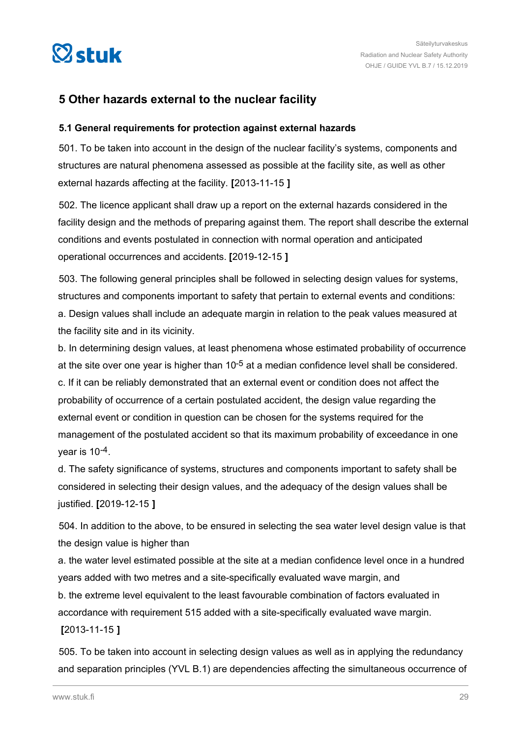# 5 Other hazards external to the nuclear facility

## 5.1 General requirements for protection against external hazards

501. To be taken into account in the design of the nuclear facility's systems, components and structures are natural phenomena assessed as possible at the facility site, as well as other external hazards affecting at the facility. **[**2013-11-15 **]**

502. The licence applicant shall draw up a report on the external hazards considered in the facility design and the methods of preparing against them. The report shall describe the external conditions and events postulated in connection with normal operation and anticipated operational occurrences and accidents. **[**2019-12-15 **]**

503. The following general principles shall be followed in selecting design values for systems, structures and components important to safety that pertain to external events and conditions:

a. Design values shall include an adequate margin in relation to the peak values measured at the facility site and in its vicinity.

b. In determining design values, at least phenomena whose estimated probability of occurrence at the site over one year is higher than $10^{-5}$ at a median confidence level shall be considered.

c. If it can be reliably demonstrated that an external event or condition does not affect the probability of occurrence of a certain postulated accident, the design value regarding the external event or condition in question can be chosen for the systems required for the management of the postulated accident so that its maximum probability of exceedance in one year is $10^{-4}$.

d. The safety significance of systems, structures and components important to safety shall be considered in selecting their design values, and the adequacy of the design values shall be justified. **[**2019-12-15 **]**

504. In addition to the above, to be ensured in selecting the sea water level design value is that the design value is higher than

a. the water level estimated possible at the site at a median confidence level once in a hundred years added with two metres and a site-specifically evaluated wave margin, and

b. the extreme level equivalent to the least favourable combination of factors evaluated in accordance with requirement 515 added with a site-specifically evaluated wave margin. **[**2013-11-15 **]**

505. To be taken into account in selecting design values as well as in applying the redundancy and separation principles (YVL B.1) are dependencies affecting the simultaneous occurrence of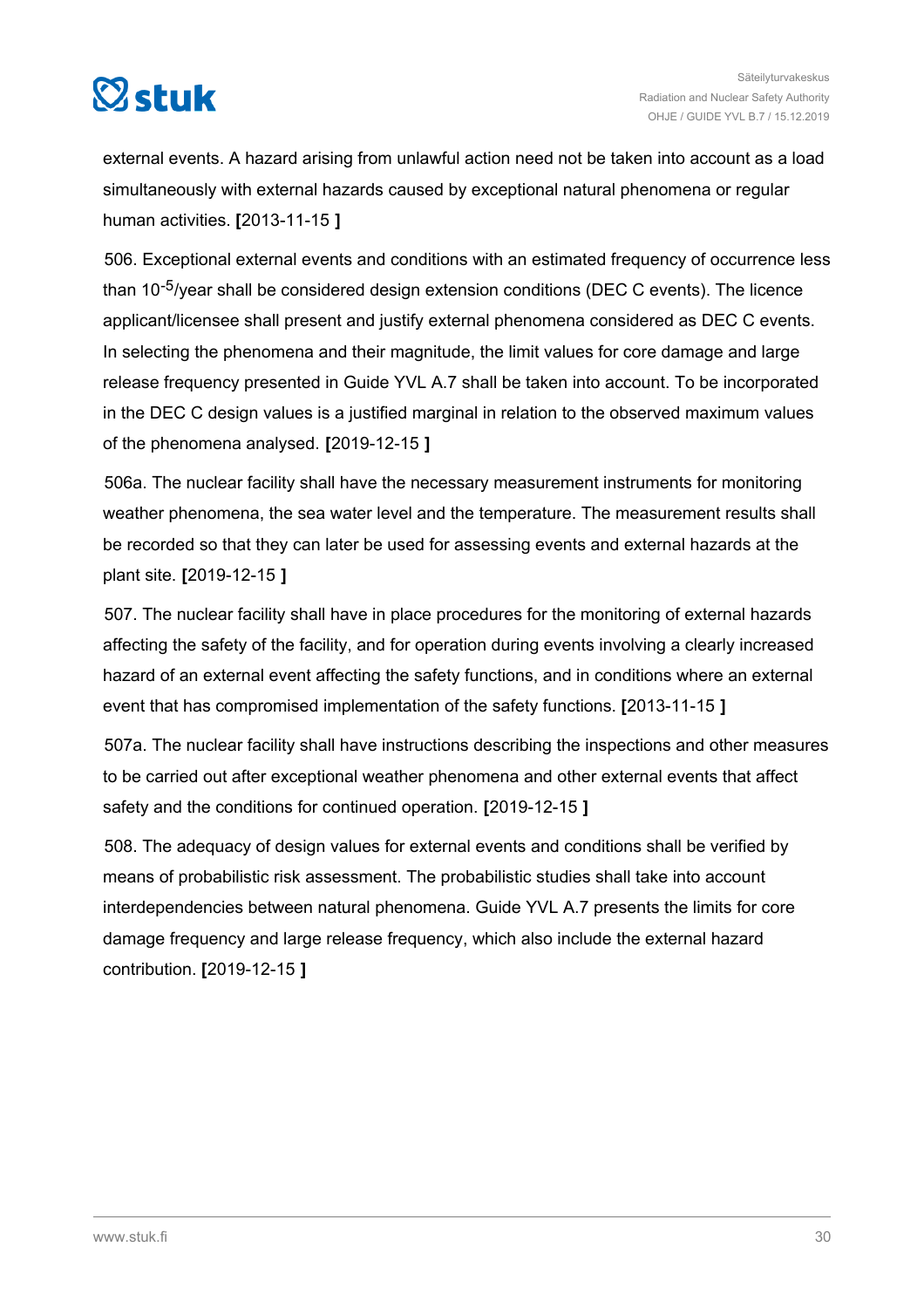external events. A hazard arising from unlawful action need not be taken into account as a load simultaneously with external hazards caused by exceptional natural phenomena or regular human activities. **[**2013-11-15 **]**

506. Exceptional external events and conditions with an estimated frequency of occurrence less than $10^{-5}$/year shall be considered design extension conditions (DEC C events). The licence applicant/licensee shall present and justify external phenomena considered as DEC C events. In selecting the phenomena and their magnitude, the limit values for core damage and large release frequency presented in Guide YVL A.7 shall be taken into account. To be incorporated in the DEC C design values is a justified marginal in relation to the observed maximum values of the phenomena analysed. **[**2019-12-15 **]**

506a. The nuclear facility shall have the necessary measurement instruments for monitoring weather phenomena, the sea water level and the temperature. The measurement results shall be recorded so that they can later be used for assessing events and external hazards at the plant site. **[**2019-12-15 **]**

507. The nuclear facility shall have in place procedures for the monitoring of external hazards affecting the safety of the facility, and for operation during events involving a clearly increased hazard of an external event affecting the safety functions, and in conditions where an external event that has compromised implementation of the safety functions. **[**2013-11-15 **]**

507a. The nuclear facility shall have instructions describing the inspections and other measures to be carried out after exceptional weather phenomena and other external events that affect safety and the conditions for continued operation. **[**2019-12-15 **]**

508. The adequacy of design values for external events and conditions shall be verified by means of probabilistic risk assessment. The probabilistic studies shall take into account interdependencies between natural phenomena. Guide YVL A.7 presents the limits for core damage frequency and large release frequency, which also include the external hazard contribution. **[**2019-12-15 **]**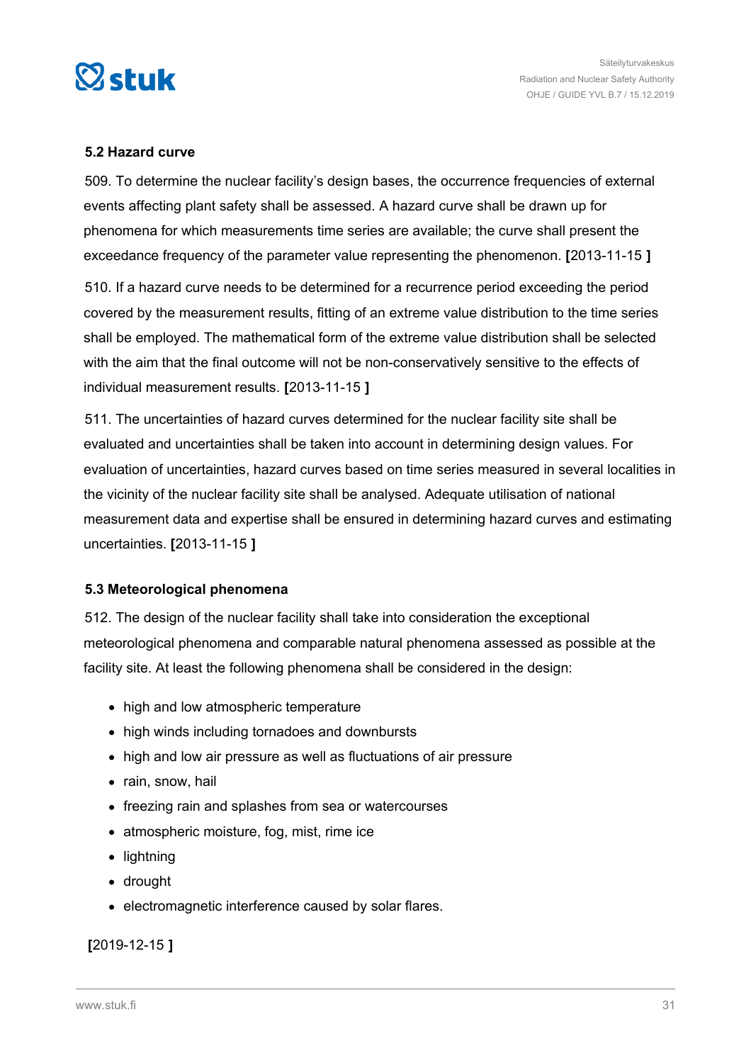### 5.2 Hazard curve

509. To determine the nuclear facility's design bases, the occurrence frequencies of external events affecting plant safety shall be assessed. A hazard curve shall be drawn up for phenomena for which measurements time series are available; the curve shall present the exceedance frequency of the parameter value representing the phenomenon. **[**2013-11-15 **]**

510. If a hazard curve needs to be determined for a recurrence period exceeding the period covered by the measurement results, fitting of an extreme value distribution to the time series shall be employed. The mathematical form of the extreme value distribution shall be selected with the aim that the final outcome will not be non-conservatively sensitive to the effects of individual measurement results. **[**2013-11-15 **]**

511. The uncertainties of hazard curves determined for the nuclear facility site shall be evaluated and uncertainties shall be taken into account in determining design values. For evaluation of uncertainties, hazard curves based on time series measured in several localities in the vicinity of the nuclear facility site shall be analysed. Adequate utilisation of national measurement data and expertise shall be ensured in determining hazard curves and estimating uncertainties. **[**2013-11-15 **]**

### 5.3 Meteorological phenomena

512. The design of the nuclear facility shall take into consideration the exceptional meteorological phenomena and comparable natural phenomena assessed as possible at the facility site. At least the following phenomena shall be considered in the design:

- high and low atmospheric temperature
- high winds including tornadoes and downbursts
- high and low air pressure as well as fluctuations of air pressure
- rain, snow, hail
- freezing rain and splashes from sea or watercourses
- atmospheric moisture, fog, mist, rime ice
- lightning
- drought
- electromagnetic interference caused by solar flares.

**[**2019-12-15 **]**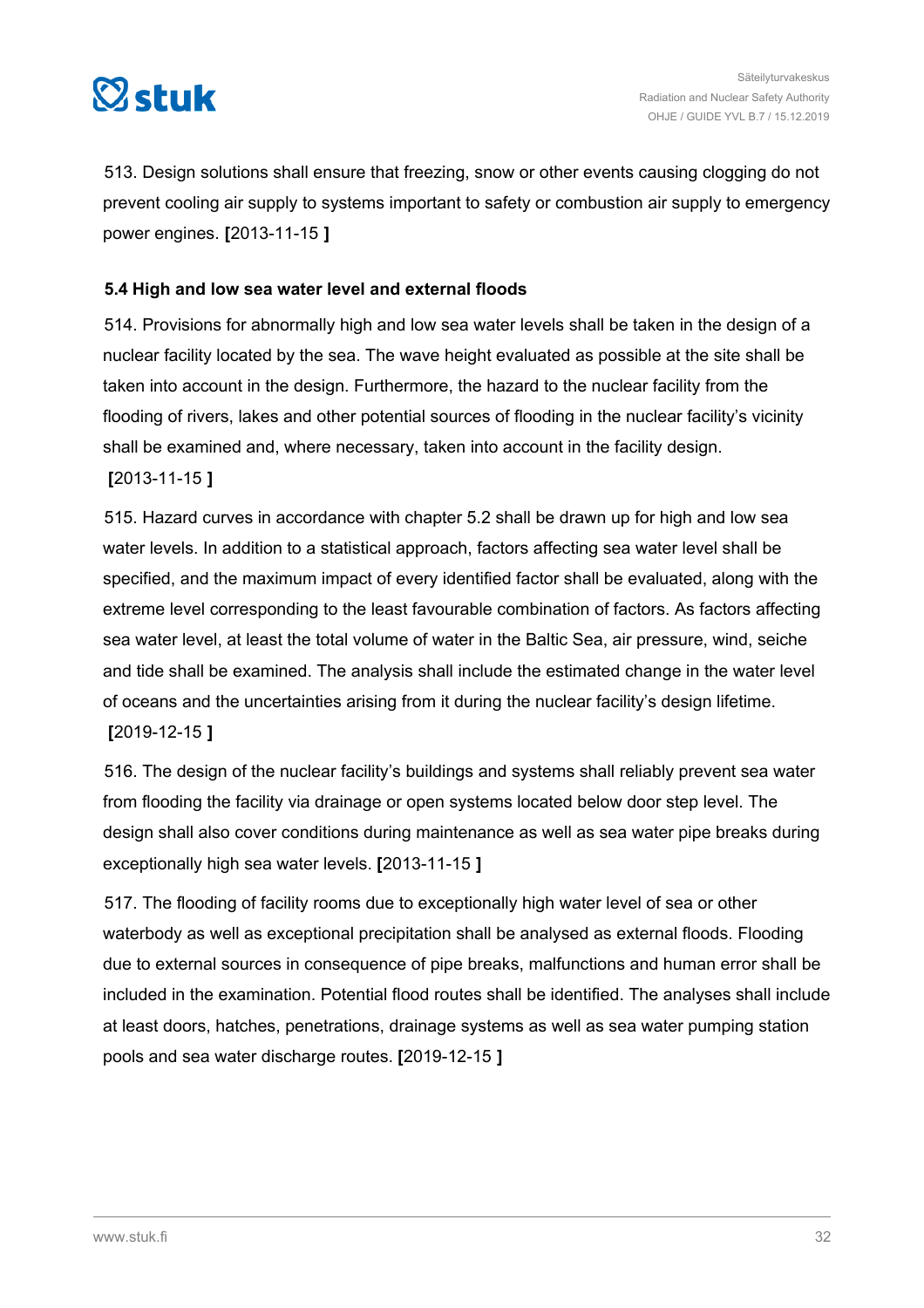513. Design solutions shall ensure that freezing, snow or other events causing clogging do not prevent cooling air supply to systems important to safety or combustion air supply to emergency power engines. **[**2013-11-15 **]**

### 5.4 High and low sea water level and external floods

514. Provisions for abnormally high and low sea water levels shall be taken in the design of a nuclear facility located by the sea. The wave height evaluated as possible at the site shall be taken into account in the design. Furthermore, the hazard to the nuclear facility from the flooding of rivers, lakes and other potential sources of flooding in the nuclear facility's vicinity shall be examined and, where necessary, taken into account in the facility design. **[**2013-11-15 **]**

515. Hazard curves in accordance with chapter 5.2 shall be drawn up for high and low sea water levels. In addition to a statistical approach, factors affecting sea water level shall be specified, and the maximum impact of every identified factor shall be evaluated, along with the extreme level corresponding to the least favourable combination of factors. As factors affecting sea water level, at least the total volume of water in the Baltic Sea, air pressure, wind, seiche and tide shall be examined. The analysis shall include the estimated change in the water level of oceans and the uncertainties arising from it during the nuclear facility's design lifetime. **[**2019-12-15 **]**

516. The design of the nuclear facility's buildings and systems shall reliably prevent sea water from flooding the facility via drainage or open systems located below door step level. The design shall also cover conditions during maintenance as well as sea water pipe breaks during exceptionally high sea water levels. **[**2013-11-15 **]**

517. The flooding of facility rooms due to exceptionally high water level of sea or other waterbody as well as exceptional precipitation shall be analysed as external floods. Flooding due to external sources in consequence of pipe breaks, malfunctions and human error shall be included in the examination. Potential flood routes shall be identified. The analyses shall include at least doors, hatches, penetrations, drainage systems as well as sea water pumping station pools and sea water discharge routes. **[**2019-12-15 **]**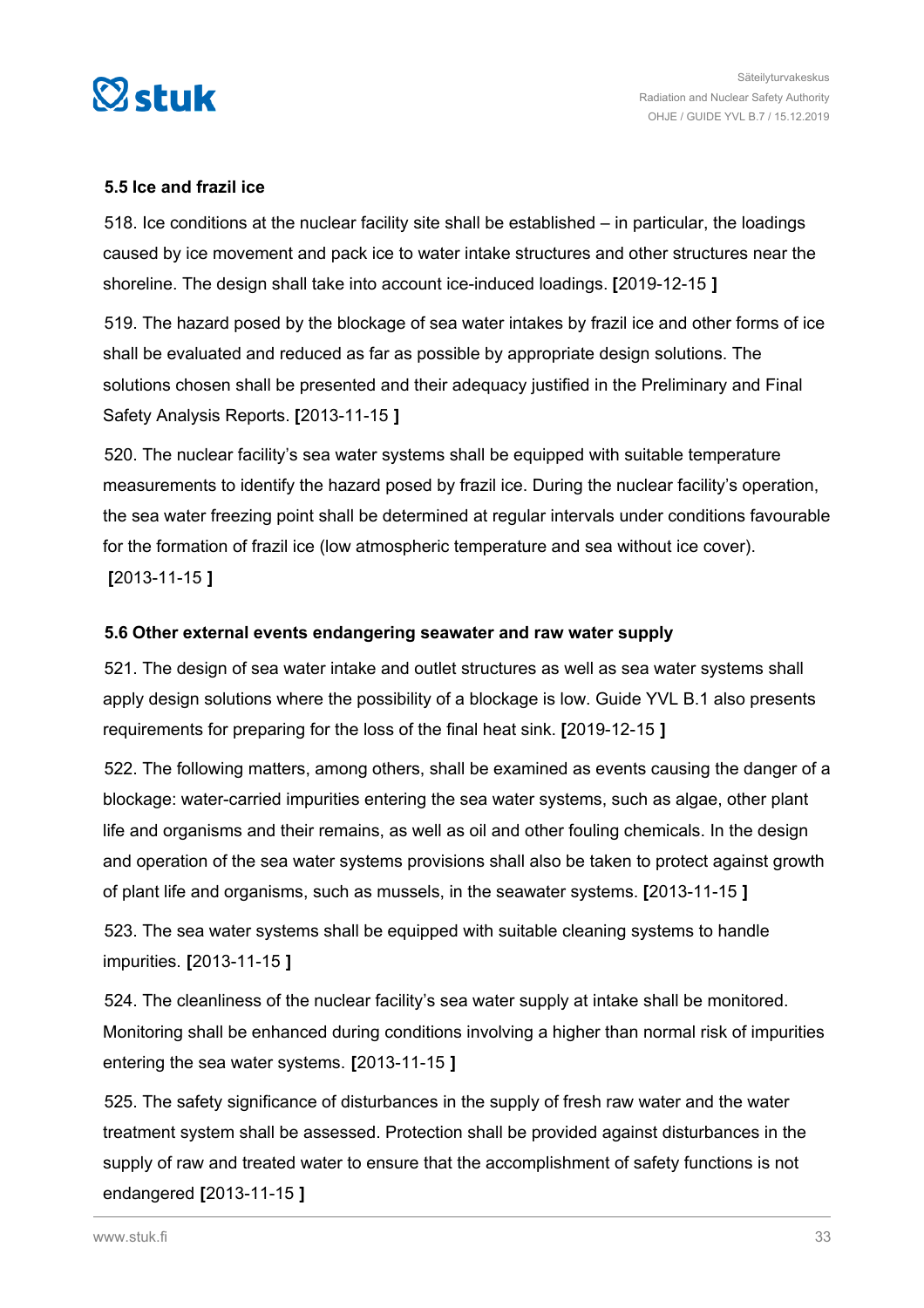### 5.5 Ice and frazil ice

518. Ice conditions at the nuclear facility site shall be established – in particular, the loadings caused by ice movement and pack ice to water intake structures and other structures near the shoreline. The design shall take into account ice-induced loadings. **[**2019-12-15 **]**

519. The hazard posed by the blockage of sea water intakes by frazil ice and other forms of ice shall be evaluated and reduced as far as possible by appropriate design solutions. The solutions chosen shall be presented and their adequacy justified in the Preliminary and Final Safety Analysis Reports. **[**2013-11-15 **]**

520. The nuclear facility's sea water systems shall be equipped with suitable temperature measurements to identify the hazard posed by frazil ice. During the nuclear facility's operation, the sea water freezing point shall be determined at regular intervals under conditions favourable for the formation of frazil ice (low atmospheric temperature and sea without ice cover). **[**2013-11-15 **]**

### 5.6 Other external events endangering seawater and raw water supply

521. The design of sea water intake and outlet structures as well as sea water systems shall apply design solutions where the possibility of a blockage is low. Guide YVL B.1 also presents requirements for preparing for the loss of the final heat sink. **[**2019-12-15 **]**

522. The following matters, among others, shall be examined as events causing the danger of a blockage: water-carried impurities entering the sea water systems, such as algae, other plant life and organisms and their remains, as well as oil and other fouling chemicals. In the design and operation of the sea water systems provisions shall also be taken to protect against growth of plant life and organisms, such as mussels, in the seawater systems. **[**2013-11-15 **]**

523. The sea water systems shall be equipped with suitable cleaning systems to handle impurities. **[**2013-11-15 **]**

524. The cleanliness of the nuclear facility's sea water supply at intake shall be monitored. Monitoring shall be enhanced during conditions involving a higher than normal risk of impurities entering the sea water systems. **[**2013-11-15 **]**

525. The safety significance of disturbances in the supply of fresh raw water and the water treatment system shall be assessed. Protection shall be provided against disturbances in the supply of raw and treated water to ensure that the accomplishment of safety functions is not endangered **[**2013-11-15 **]**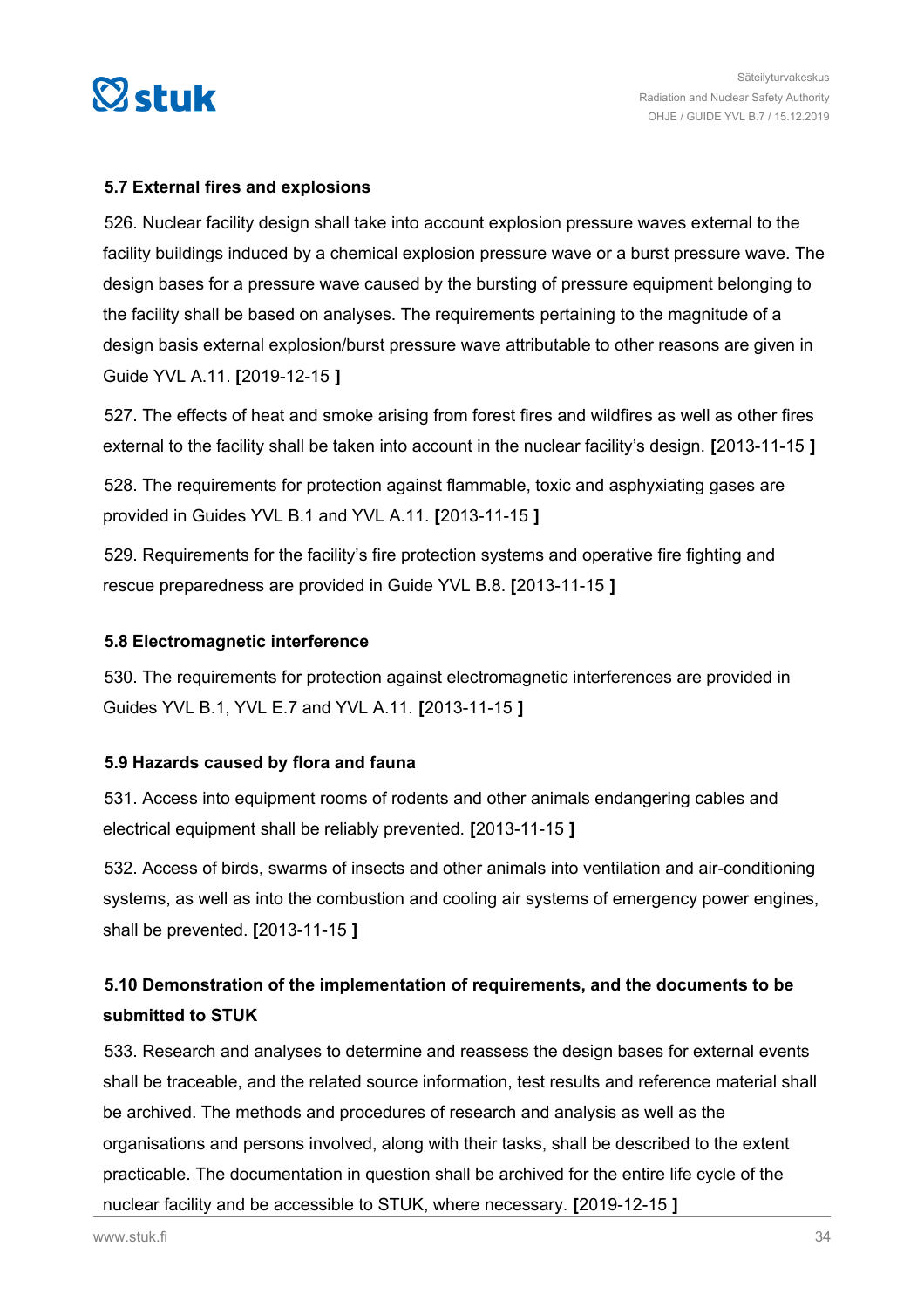### 5.7 External fires and explosions

526. Nuclear facility design shall take into account explosion pressure waves external to the facility buildings induced by a chemical explosion pressure wave or a burst pressure wave. The design bases for a pressure wave caused by the bursting of pressure equipment belonging to the facility shall be based on analyses. The requirements pertaining to the magnitude of a design basis external explosion/burst pressure wave attributable to other reasons are given in Guide YVL A.11. **[**2019-12-15 **]**

527. The effects of heat and smoke arising from forest fires and wildfires as well as other fires external to the facility shall be taken into account in the nuclear facility's design. **[**2013-11-15 **]**

528. The requirements for protection against flammable, toxic and asphyxiating gases are provided in Guides YVL B.1 and YVL A.11. **[**2013-11-15 **]**

529. Requirements for the facility's fire protection systems and operative fire fighting and rescue preparedness are provided in Guide YVL B.8. **[**2013-11-15 **]**

### 5.8 Electromagnetic interference

530. The requirements for protection against electromagnetic interferences are provided in Guides YVL B.1, YVL E.7 and YVL A.11. **[**2013-11-15 **]**

### 5.9 Hazards caused by flora and fauna

531. Access into equipment rooms of rodents and other animals endangering cables and electrical equipment shall be reliably prevented. **[**2013-11-15 **]**

532. Access of birds, swarms of insects and other animals into ventilation and air-conditioning systems, as well as into the combustion and cooling air systems of emergency power engines, shall be prevented. **[**2013-11-15 **]**

### 5.10 Demonstration of the implementation of requirements, and the documents to be submitted to STUK

533. Research and analyses to determine and reassess the design bases for external events shall be traceable, and the related source information, test results and reference material shall be archived. The methods and procedures of research and analysis as well as the organisations and persons involved, along with their tasks, shall be described to the extent practicable. The documentation in question shall be archived for the entire life cycle of the nuclear facility and be accessible to STUK, where necessary. **[**2019-12-15 **]**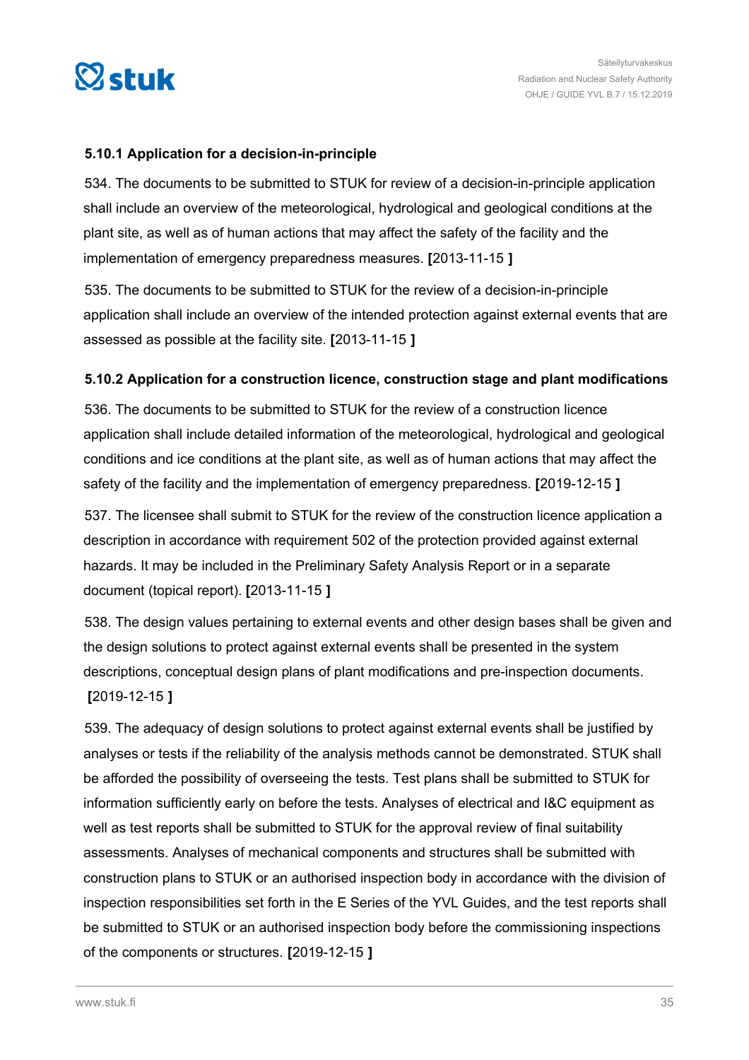### 5.10.1 Application for a decision-in-principle

534. The documents to be submitted to STUK for review of a decision-in-principle application shall include an overview of the meteorological, hydrological and geological conditions at the plant site, as well as of human actions that may affect the safety of the facility and the implementation of emergency preparedness measures. **[**2013-11-15 **]**

535. The documents to be submitted to STUK for the review of a decision-in-principle application shall include an overview of the intended protection against external events that are assessed as possible at the facility site. **[**2013-11-15 **]**

### 5.10.2 Application for a construction licence, construction stage and plant modifications

536. The documents to be submitted to STUK for the review of a construction licence application shall include detailed information of the meteorological, hydrological and geological conditions and ice conditions at the plant site, as well as of human actions that may affect the safety of the facility and the implementation of emergency preparedness. **[**2019-12-15 **]**

537. The licensee shall submit to STUK for the review of the construction licence application a description in accordance with requirement 502 of the protection provided against external hazards. It may be included in the Preliminary Safety Analysis Report or in a separate document (topical report). **[**2013-11-15 **]**

538. The design values pertaining to external events and other design bases shall be given and the design solutions to protect against external events shall be presented in the system descriptions, conceptual design plans of plant modifications and pre-inspection documents. **[**2019-12-15 **]**

539. The adequacy of design solutions to protect against external events shall be justified by analyses or tests if the reliability of the analysis methods cannot be demonstrated. STUK shall be afforded the possibility of overseeing the tests. Test plans shall be submitted to STUK for information sufficiently early on before the tests. Analyses of electrical and I&C equipment as well as test reports shall be submitted to STUK for the approval review of final suitability assessments. Analyses of mechanical components and structures shall be submitted with construction plans to STUK or an authorised inspection body in accordance with the division of inspection responsibilities set forth in the E Series of the YVL Guides, and the test reports shall be submitted to STUK or an authorised inspection body before the commissioning inspections of the components or structures. **[**2019-12-15 **]**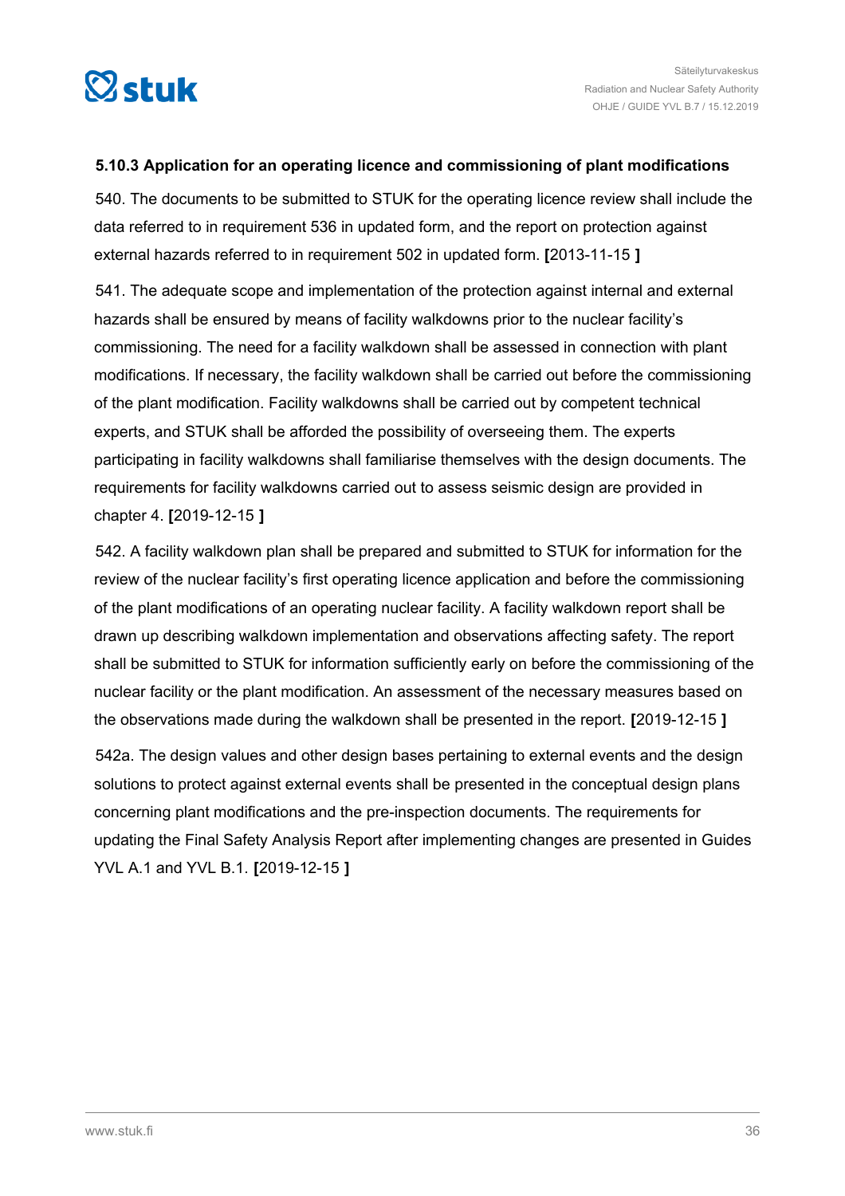### 5.10.3 Application for an operating licence and commissioning of plant modifications

540. The documents to be submitted to STUK for the operating licence review shall include the data referred to in requirement 536 in updated form, and the report on protection against external hazards referred to in requirement 502 in updated form. **[**2013-11-15 **]**

541. The adequate scope and implementation of the protection against internal and external hazards shall be ensured by means of facility walkdowns prior to the nuclear facility's commissioning. The need for a facility walkdown shall be assessed in connection with plant modifications. If necessary, the facility walkdown shall be carried out before the commissioning of the plant modification. Facility walkdowns shall be carried out by competent technical experts, and STUK shall be afforded the possibility of overseeing them. The experts participating in facility walkdowns shall familiarise themselves with the design documents. The requirements for facility walkdowns carried out to assess seismic design are provided in chapter 4. **[**2019-12-15 **]**

542. A facility walkdown plan shall be prepared and submitted to STUK for information for the review of the nuclear facility's first operating licence application and before the commissioning of the plant modifications of an operating nuclear facility. A facility walkdown report shall be drawn up describing walkdown implementation and observations affecting safety. The report shall be submitted to STUK for information sufficiently early on before the commissioning of the nuclear facility or the plant modification. An assessment of the necessary measures based on the observations made during the walkdown shall be presented in the report. **[**2019-12-15 **]**

542a. The design values and other design bases pertaining to external events and the design solutions to protect against external events shall be presented in the conceptual design plans concerning plant modifications and the pre-inspection documents. The requirements for updating the Final Safety Analysis Report after implementing changes are presented in Guides YVL A.1 and YVL B.1. **[**2019-12-15 **]**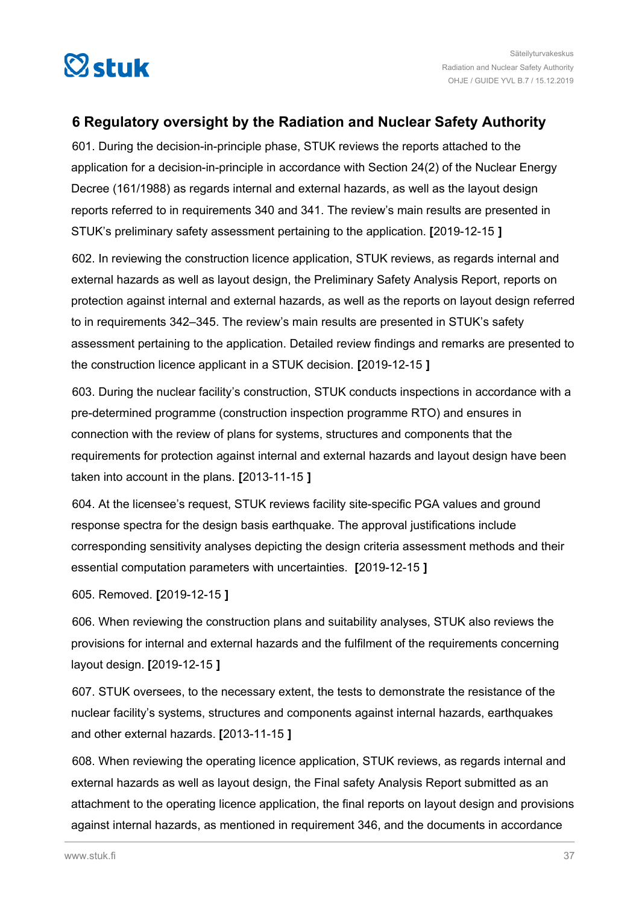## 6 Regulatory oversight by the Radiation and Nuclear Safety Authority

601. During the decision-in-principle phase, STUK reviews the reports attached to the application for a decision-in-principle in accordance with Section 24(2) of the Nuclear Energy Decree (161/1988) as regards internal and external hazards, as well as the layout design reports referred to in requirements 340 and 341. The review's main results are presented in STUK's preliminary safety assessment pertaining to the application. **[**2019-12-15 **]**

602. In reviewing the construction licence application, STUK reviews, as regards internal and external hazards as well as layout design, the Preliminary Safety Analysis Report, reports on protection against internal and external hazards, as well as the reports on layout design referred to in requirements 342–345. The review's main results are presented in STUK's safety assessment pertaining to the application. Detailed review findings and remarks are presented to the construction licence applicant in a STUK decision. **[**2019-12-15 **]**

603. During the nuclear facility's construction, STUK conducts inspections in accordance with a pre-determined programme (construction inspection programme RTO) and ensures in connection with the review of plans for systems, structures and components that the requirements for protection against internal and external hazards and layout design have been taken into account in the plans. **[**2013-11-15 **]**

604. At the licensee's request, STUK reviews facility site-specific PGA values and ground response spectra for the design basis earthquake. The approval justifications include corresponding sensitivity analyses depicting the design criteria assessment methods and their essential computation parameters with uncertainties. **[**2019-12-15 **]**

605. Removed. **[**2019-12-15 **]**

606. When reviewing the construction plans and suitability analyses, STUK also reviews the provisions for internal and external hazards and the fulfilment of the requirements concerning layout design. **[**2019-12-15 **]**

607. STUK oversees, to the necessary extent, the tests to demonstrate the resistance of the nuclear facility's systems, structures and components against internal hazards, earthquakes and other external hazards. **[**2013-11-15 **]**

608. When reviewing the operating licence application, STUK reviews, as regards internal and external hazards as well as layout design, the Final safety Analysis Report submitted as an attachment to the operating licence application, the final reports on layout design and provisions against internal hazards, as mentioned in requirement 346, and the documents in accordance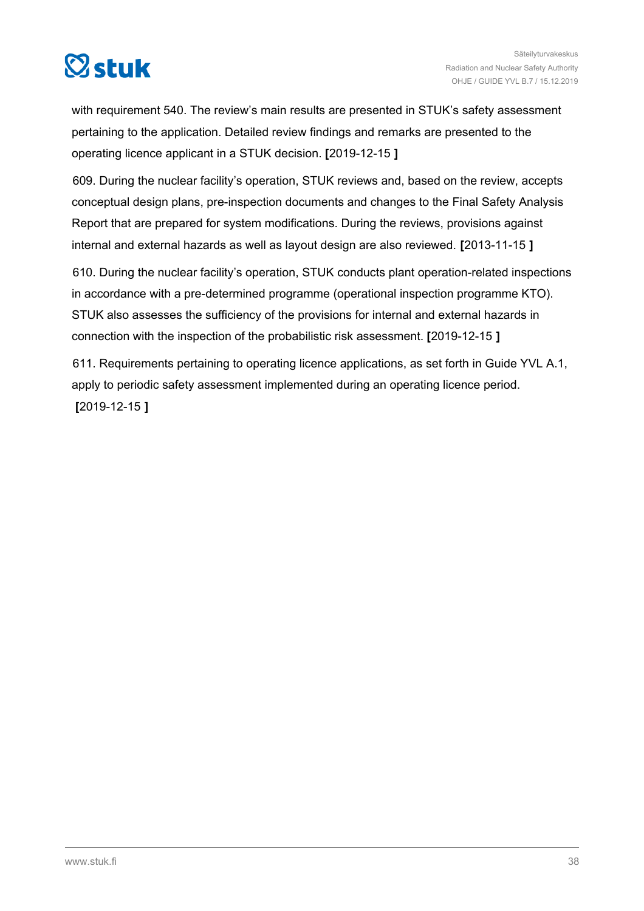with requirement 540. The review's main results are presented in STUK's safety assessment pertaining to the application. Detailed review findings and remarks are presented to the operating licence applicant in a STUK decision. **[**2019-12-15 **]**

609. During the nuclear facility's operation, STUK reviews and, based on the review, accepts conceptual design plans, pre-inspection documents and changes to the Final Safety Analysis Report that are prepared for system modifications. During the reviews, provisions against internal and external hazards as well as layout design are also reviewed. **[**2013-11-15 **]**

610. During the nuclear facility's operation, STUK conducts plant operation-related inspections in accordance with a pre-determined programme (operational inspection programme KTO). STUK also assesses the sufficiency of the provisions for internal and external hazards in connection with the inspection of the probabilistic risk assessment. **[**2019-12-15 **]**

611. Requirements pertaining to operating licence applications, as set forth in Guide YVL A.1, apply to periodic safety assessment implemented during an operating licence period. **[**2019-12-15 **]**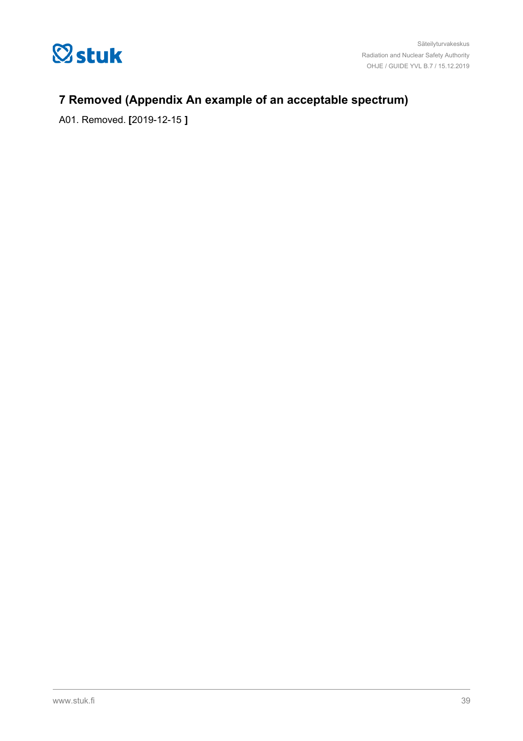## 7 Removed (Appendix An example of an acceptable spectrum)

A01. Removed. **[**2019-12-15 **]**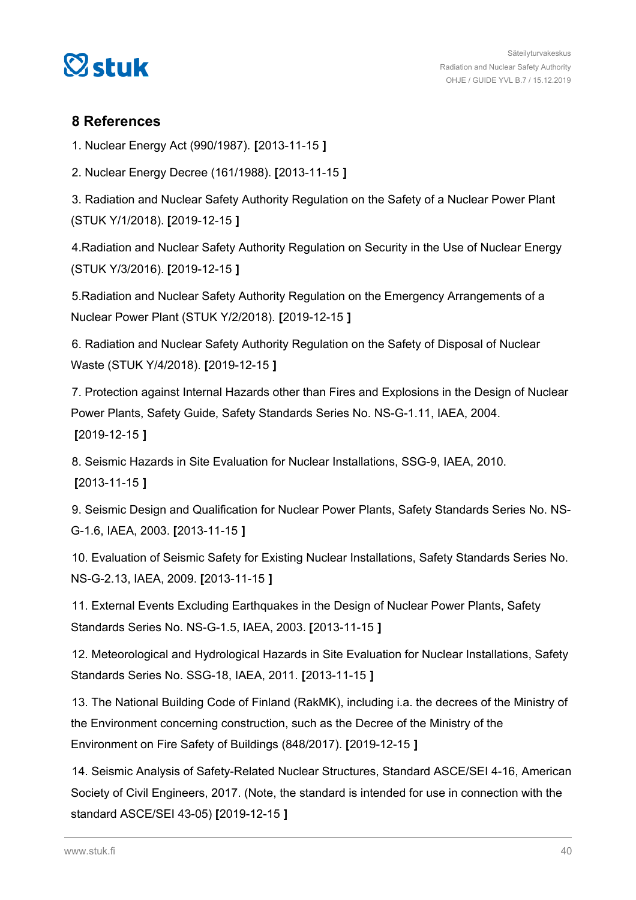## 8 References

1. Nuclear Energy Act (990/1987). **[**2013-11-15 **]**

2. Nuclear Energy Decree (161/1988). **[**2013-11-15 **]**

3. Radiation and Nuclear Safety Authority Regulation on the Safety of a Nuclear Power Plant (STUK Y/1/2018). **[**2019-12-15 **]**

4.Radiation and Nuclear Safety Authority Regulation on Security in the Use of Nuclear Energy (STUK Y/3/2016). **[**2019-12-15 **]**

5.Radiation and Nuclear Safety Authority Regulation on the Emergency Arrangements of a Nuclear Power Plant (STUK Y/2/2018). **[**2019-12-15 **]**

6. Radiation and Nuclear Safety Authority Regulation on the Safety of Disposal of Nuclear Waste (STUK Y/4/2018). **[**2019-12-15 **]**

7. Protection against Internal Hazards other than Fires and Explosions in the Design of Nuclear Power Plants, Safety Guide, Safety Standards Series No. NS-G-1.11, IAEA, 2004. **[**2019-12-15 **]**

8. Seismic Hazards in Site Evaluation for Nuclear Installations, SSG-9, IAEA, 2010. **[**2013-11-15 **]**

9. Seismic Design and Qualification for Nuclear Power Plants, Safety Standards Series No. NS-G-1.6, IAEA, 2003. **[**2013-11-15 **]**

10. Evaluation of Seismic Safety for Existing Nuclear Installations, Safety Standards Series No. NS-G-2.13, IAEA, 2009. **[**2013-11-15 **]**

11. External Events Excluding Earthquakes in the Design of Nuclear Power Plants, Safety Standards Series No. NS-G-1.5, IAEA, 2003. **[**2013-11-15 **]**

12. Meteorological and Hydrological Hazards in Site Evaluation for Nuclear Installations, Safety Standards Series No. SSG-18, IAEA, 2011. **[**2013-11-15 **]**

13. The National Building Code of Finland (RakMK), including i.a. the decrees of the Ministry of the Environment concerning construction, such as the Decree of the Ministry of the Environment on Fire Safety of Buildings (848/2017). **[**2019-12-15 **]**

14. Seismic Analysis of Safety-Related Nuclear Structures, Standard ASCE/SEI 4-16, American Society of Civil Engineers, 2017. (Note, the standard is intended for use in connection with the standard ASCE/SEI 43-05) **[**2019-12-15 **]**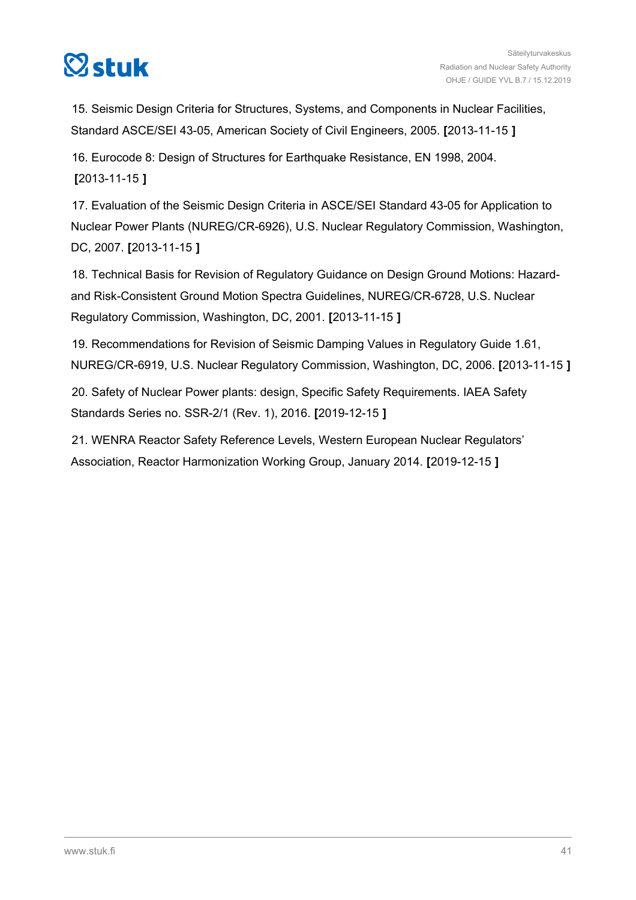15. Seismic Design Criteria for Structures, Systems, and Components in Nuclear Facilities, Standard ASCE/SEI 43-05, American Society of Civil Engineers, 2005. **[**2013-11-15 **]**

16. Eurocode 8: Design of Structures for Earthquake Resistance, EN 1998, 2004. **[**2013-11-15 **]**

17. Evaluation of the Seismic Design Criteria in ASCE/SEI Standard 43-05 for Application to Nuclear Power Plants (NUREG/CR-6926), U.S. Nuclear Regulatory Commission, Washington, DC, 2007. **[**2013-11-15 **]**

18. Technical Basis for Revision of Regulatory Guidance on Design Ground Motions: Hazard- and Risk-Consistent Ground Motion Spectra Guidelines, NUREG/CR-6728, U.S. Nuclear Regulatory Commission, Washington, DC, 2001. **[**2013-11-15 **]**

19. Recommendations for Revision of Seismic Damping Values in Regulatory Guide 1.61, NUREG/CR-6919, U.S. Nuclear Regulatory Commission, Washington, DC, 2006. **[**2013-11-15 **]**

20. Safety of Nuclear Power plants: design, Specific Safety Requirements. IAEA Safety Standards Series no. SSR-2/1 (Rev. 1), 2016. **[**2019-12-15 **]**

21. WENRA Reactor Safety Reference Levels, Western European Nuclear Regulators' Association, Reactor Harmonization Working Group, January 2014. **[**2019-12-15 **]**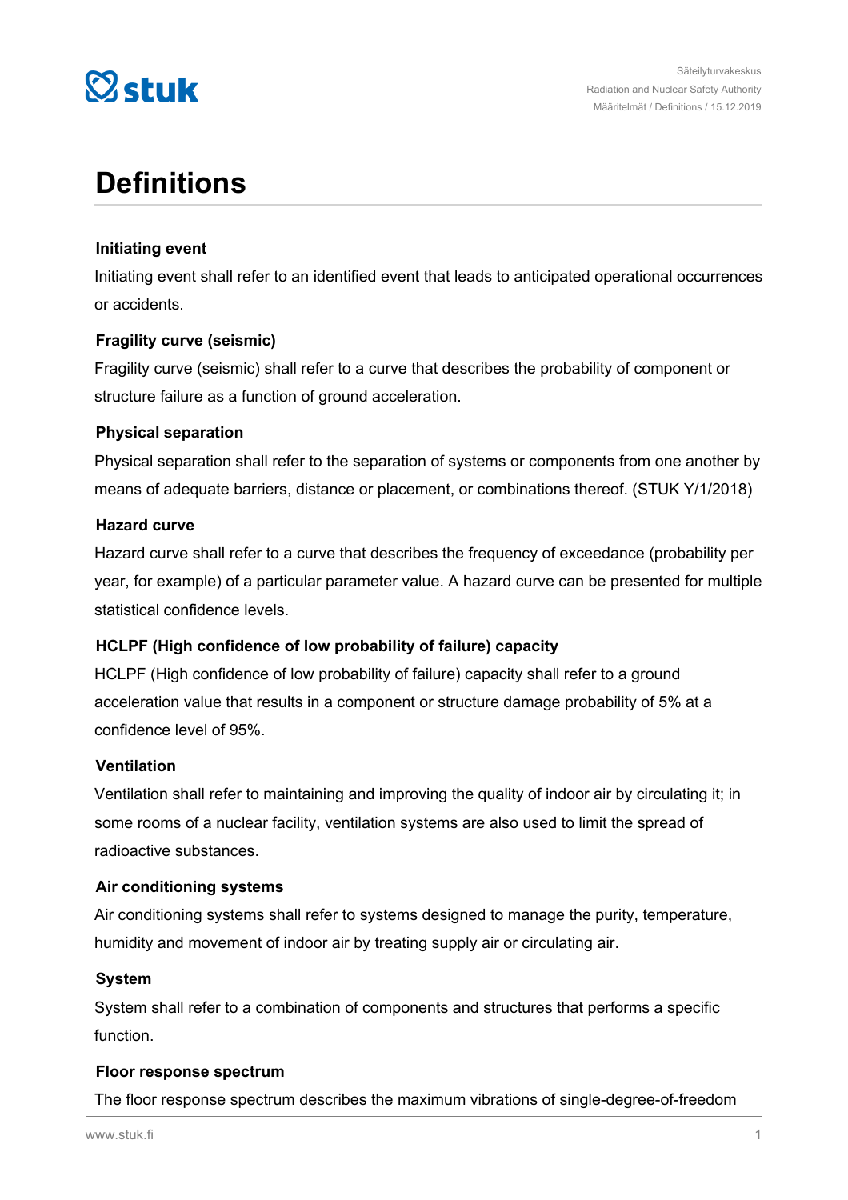# Definitions

### Initiating event

Initiating event shall refer to an identified event that leads to anticipated operational occurrences or accidents.

### Fragility curve (seismic)

Fragility curve (seismic) shall refer to a curve that describes the probability of component or structure failure as a function of ground acceleration.

### Physical separation

Physical separation shall refer to the separation of systems or components from one another by means of adequate barriers, distance or placement, or combinations thereof. (STUK Y/1/2018)

### Hazard curve

Hazard curve shall refer to a curve that describes the frequency of exceedance (probability per year, for example) of a particular parameter value. A hazard curve can be presented for multiple statistical confidence levels.

### HCLPF (High confidence of low probability of failure) capacity

HCLPF (High confidence of low probability of failure) capacity shall refer to a ground acceleration value that results in a component or structure damage probability of 5% at a confidence level of 95%.

### Ventilation

Ventilation shall refer to maintaining and improving the quality of indoor air by circulating it; in some rooms of a nuclear facility, ventilation systems are also used to limit the spread of radioactive substances.

### Air conditioning systems

Air conditioning systems shall refer to systems designed to manage the purity, temperature, humidity and movement of indoor air by treating supply air or circulating air.

### System

System shall refer to a combination of components and structures that performs a specific function.

### Floor response spectrum

The floor response spectrum describes the maximum vibrations of single-degree-of-freedom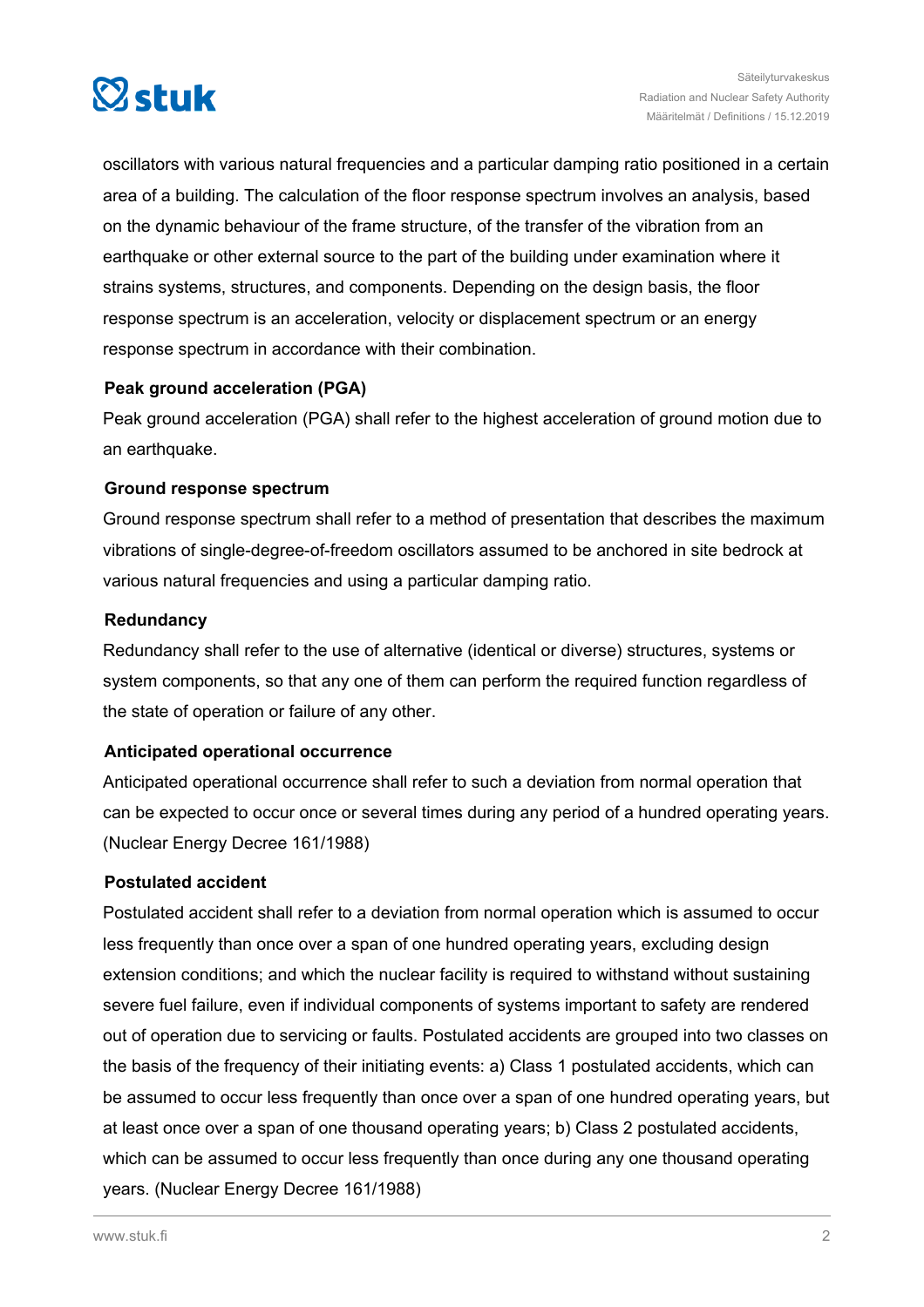oscillators with various natural frequencies and a particular damping ratio positioned in a certain area of a building. The calculation of the floor response spectrum involves an analysis, based on the dynamic behaviour of the frame structure, of the transfer of the vibration from an earthquake or other external source to the part of the building under examination where it strains systems, structures, and components. Depending on the design basis, the floor response spectrum is an acceleration, velocity or displacement spectrum or an energy response spectrum in accordance with their combination.

**Peak ground acceleration (PGA)**

Peak ground acceleration (PGA) shall refer to the highest acceleration of ground motion due to an earthquake.

**Ground response spectrum**

Ground response spectrum shall refer to a method of presentation that describes the maximum vibrations of single-degree-of-freedom oscillators assumed to be anchored in site bedrock at various natural frequencies and using a particular damping ratio.

**Redundancy**

Redundancy shall refer to the use of alternative (identical or diverse) structures, systems or system components, so that any one of them can perform the required function regardless of the state of operation or failure of any other.

**Anticipated operational occurrence**

Anticipated operational occurrence shall refer to such a deviation from normal operation that can be expected to occur once or several times during any period of a hundred operating years. (Nuclear Energy Decree 161/1988)

**Postulated accident**

Postulated accident shall refer to a deviation from normal operation which is assumed to occur less frequently than once over a span of one hundred operating years, excluding design extension conditions; and which the nuclear facility is required to withstand without sustaining severe fuel failure, even if individual components of systems important to safety are rendered out of operation due to servicing or faults. Postulated accidents are grouped into two classes on the basis of the frequency of their initiating events: a) Class 1 postulated accidents, which can be assumed to occur less frequently than once over a span of one hundred operating years, but at least once over a span of one thousand operating years; b) Class 2 postulated accidents, which can be assumed to occur less frequently than once during any one thousand operating years. (Nuclear Energy Decree 161/1988)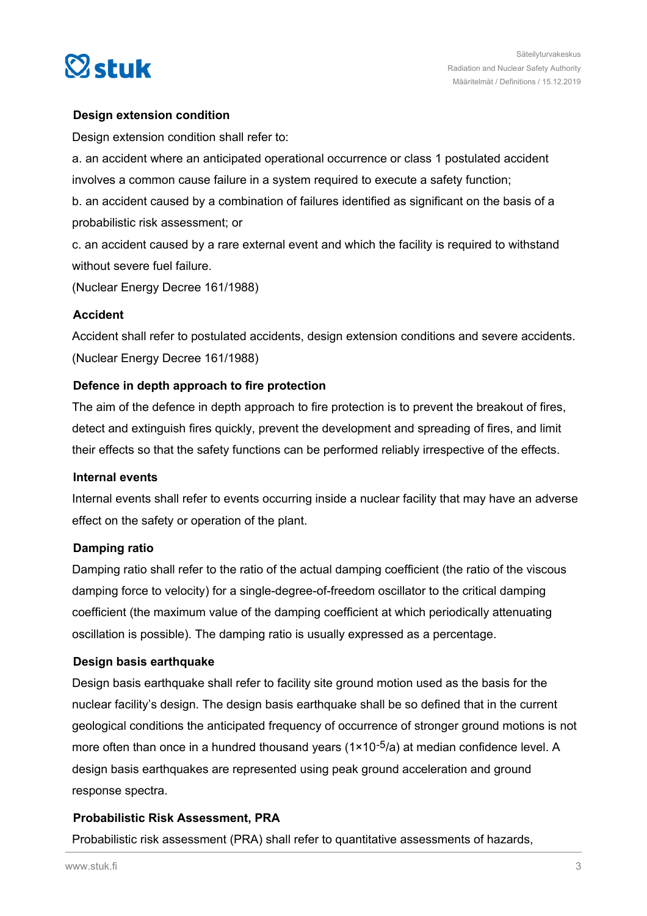### Design extension condition

Design extension condition shall refer to:

a. an accident where an anticipated operational occurrence or class 1 postulated accident involves a common cause failure in a system required to execute a safety function;

b. an accident caused by a combination of failures identified as significant on the basis of a probabilistic risk assessment; or

c. an accident caused by a rare external event and which the facility is required to withstand without severe fuel failure.

(Nuclear Energy Decree 161/1988)

### Accident

Accident shall refer to postulated accidents, design extension conditions and severe accidents. (Nuclear Energy Decree 161/1988)

### Defence in depth approach to fire protection

The aim of the defence in depth approach to fire protection is to prevent the breakout of fires, detect and extinguish fires quickly, prevent the development and spreading of fires, and limit their effects so that the safety functions can be performed reliably irrespective of the effects.

### Internal events

Internal events shall refer to events occurring inside a nuclear facility that may have an adverse effect on the safety or operation of the plant.

### Damping ratio

Damping ratio shall refer to the ratio of the actual damping coefficient (the ratio of the viscous damping force to velocity) for a single-degree-of-freedom oscillator to the critical damping coefficient (the maximum value of the damping coefficient at which periodically attenuating oscillation is possible). The damping ratio is usually expressed as a percentage.

### Design basis earthquake

Design basis earthquake shall refer to facility site ground motion used as the basis for the nuclear facility's design. The design basis earthquake shall be so defined that in the current geological conditions the anticipated frequency of occurrence of stronger ground motions is not more often than once in a hundred thousand years ($1\times10^{-5}$/a) at median confidence level. A design basis earthquakes are represented using peak ground acceleration and ground response spectra.

### Probabilistic Risk Assessment, PRA

Probabilistic risk assessment (PRA) shall refer to quantitative assessments of hazards,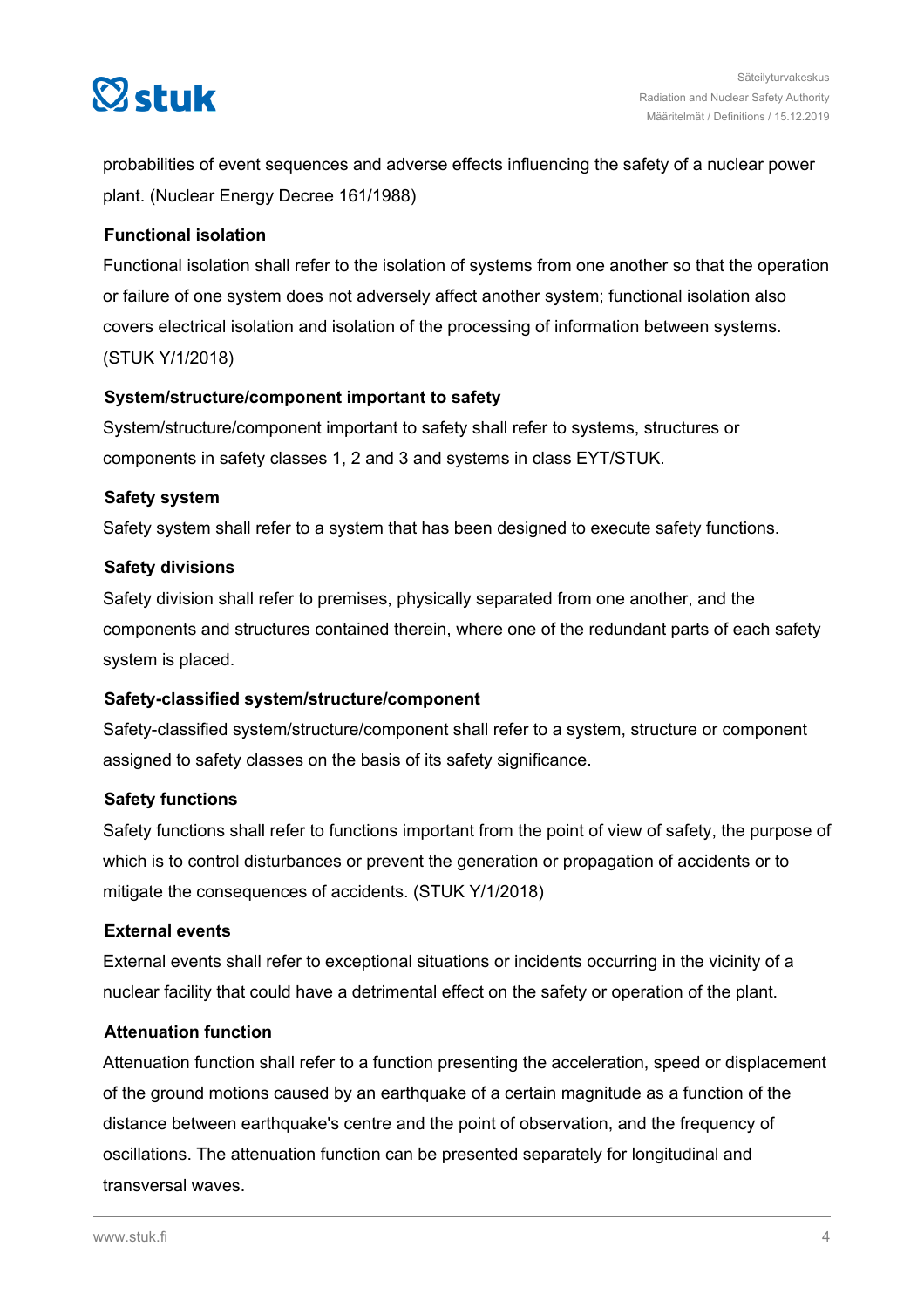probabilities of event sequences and adverse effects influencing the safety of a nuclear power plant. (Nuclear Energy Decree 161/1988)

**Functional isolation**

Functional isolation shall refer to the isolation of systems from one another so that the operation or failure of one system does not adversely affect another system; functional isolation also covers electrical isolation and isolation of the processing of information between systems. (STUK Y/1/2018)

**System/structure/component important to safety**

System/structure/component important to safety shall refer to systems, structures or components in safety classes 1, 2 and 3 and systems in class EYT/STUK.

**Safety system**

Safety system shall refer to a system that has been designed to execute safety functions.

**Safety divisions**

Safety division shall refer to premises, physically separated from one another, and the components and structures contained therein, where one of the redundant parts of each safety system is placed.

**Safety-classified system/structure/component**

Safety-classified system/structure/component shall refer to a system, structure or component assigned to safety classes on the basis of its safety significance.

**Safety functions**

Safety functions shall refer to functions important from the point of view of safety, the purpose of which is to control disturbances or prevent the generation or propagation of accidents or to mitigate the consequences of accidents. (STUK Y/1/2018)

**External events**

External events shall refer to exceptional situations or incidents occurring in the vicinity of a nuclear facility that could have a detrimental effect on the safety or operation of the plant.

**Attenuation function**

Attenuation function shall refer to a function presenting the acceleration, speed or displacement of the ground motions caused by an earthquake of a certain magnitude as a function of the distance between earthquake's centre and the point of observation, and the frequency of oscillations. The attenuation function can be presented separately for longitudinal and transversal waves.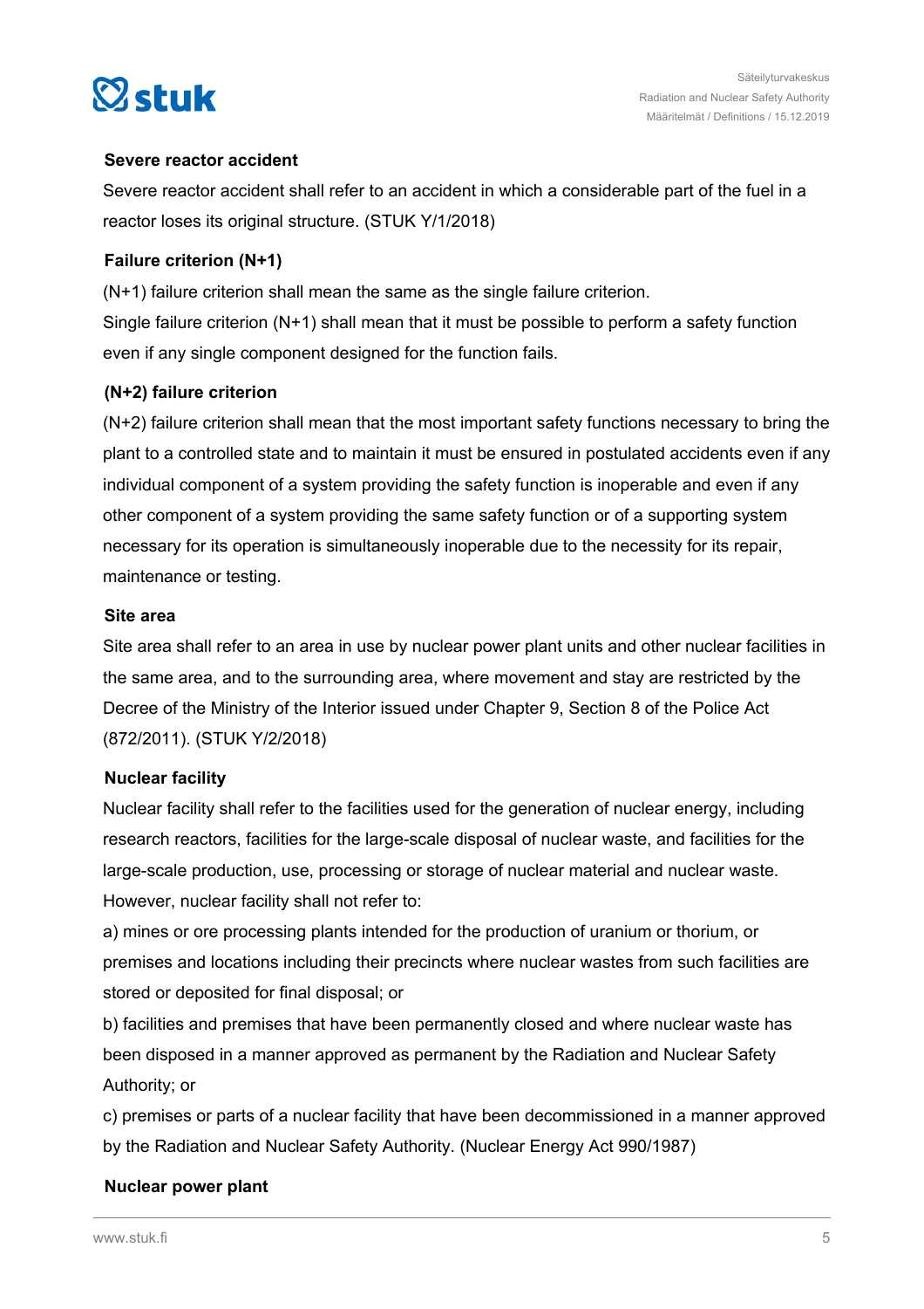### Severe reactor accident

Severe reactor accident shall refer to an accident in which a considerable part of the fuel in a reactor loses its original structure. (STUK Y/1/2018)

### Failure criterion (N+1)

(N+1) failure criterion shall mean the same as the single failure criterion.
Single failure criterion (N+1) shall mean that it must be possible to perform a safety function even if any single component designed for the function fails.

### (N+2) failure criterion

(N+2) failure criterion shall mean that the most important safety functions necessary to bring the plant to a controlled state and to maintain it must be ensured in postulated accidents even if any individual component of a system providing the safety function is inoperable and even if any other component of a system providing the same safety function or of a supporting system necessary for its operation is simultaneously inoperable due to the necessity for its repair, maintenance or testing.

### Site area

Site area shall refer to an area in use by nuclear power plant units and other nuclear facilities in the same area, and to the surrounding area, where movement and stay are restricted by the Decree of the Ministry of the Interior issued under Chapter 9, Section 8 of the Police Act (872/2011). (STUK Y/2/2018)

### Nuclear facility

Nuclear facility shall refer to the facilities used for the generation of nuclear energy, including research reactors, facilities for the large-scale disposal of nuclear waste, and facilities for the large-scale production, use, processing or storage of nuclear material and nuclear waste. However, nuclear facility shall not refer to:

a) mines or ore processing plants intended for the production of uranium or thorium, or premises and locations including their precincts where nuclear wastes from such facilities are stored or deposited for final disposal; or

b) facilities and premises that have been permanently closed and where nuclear waste has been disposed in a manner approved as permanent by the Radiation and Nuclear Safety Authority; or

c) premises or parts of a nuclear facility that have been decommissioned in a manner approved by the Radiation and Nuclear Safety Authority. (Nuclear Energy Act 990/1987)

### Nuclear power plant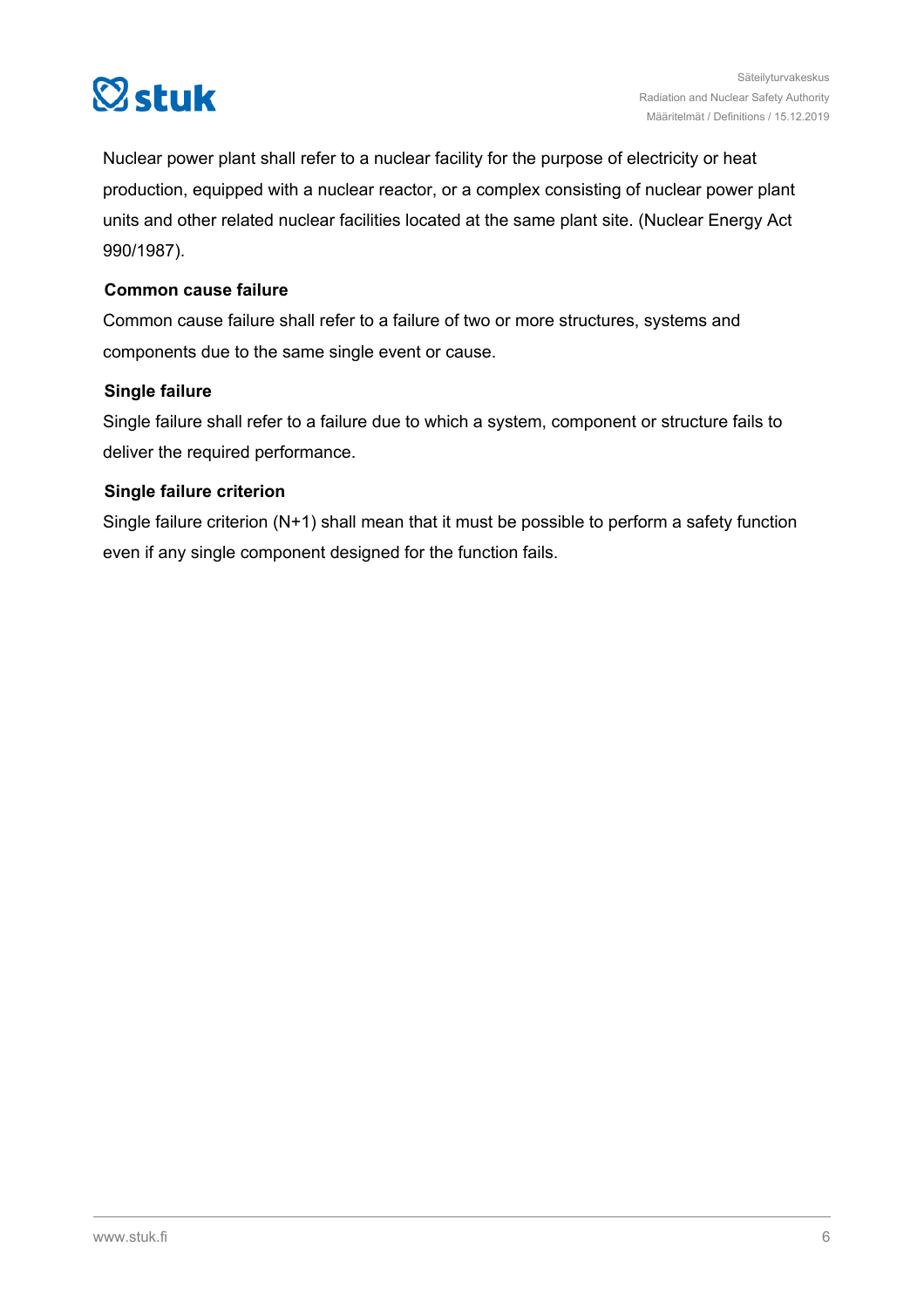Nuclear power plant shall refer to a nuclear facility for the purpose of electricity or heat production, equipped with a nuclear reactor, or a complex consisting of nuclear power plant units and other related nuclear facilities located at the same plant site. (Nuclear Energy Act 990/1987).

### Common cause failure

Common cause failure shall refer to a failure of two or more structures, systems and components due to the same single event or cause.

### Single failure

Single failure shall refer to a failure due to which a system, component or structure fails to deliver the required performance.

### Single failure criterion

Single failure criterion (N+1) shall mean that it must be possible to perform a safety function even if any single component designed for the function fails.